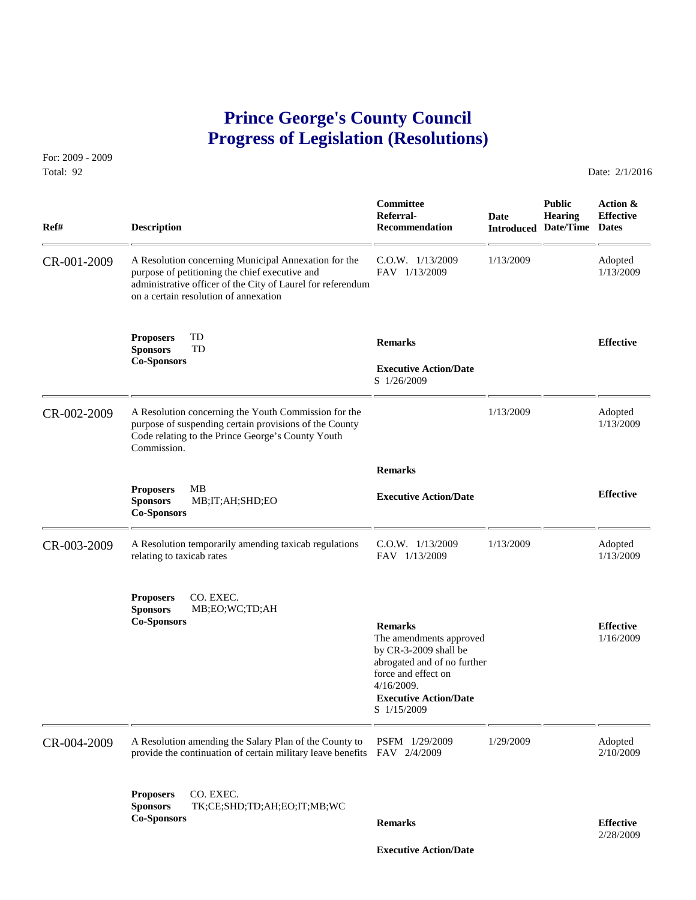# Prince George's County Council
# Progress of Legislation (Resolutions)

For: 2009 - 2009
Total: 92

Date: 2/1/2016

| Ref# | Description | Committee Referral-Recommendation | Date Introduced | Public Hearing Date/Time | Action & Effective Dates |
|---|---|---|---|---|---|
| CR-001-2009 | A Resolution concerning Municipal Annexation for the purpose of petitioning the chief executive and administrative officer of the City of Laurel for referendum on a certain resolution of annexation | C.O.W. 1/13/2009<br>FAV 1/13/2009 | 1/13/2009 | | Adopted<br>1/13/2009 |
| | **Proposers** TD<br>**Sponsors** TD<br>**Co-Sponsors** | **Remarks**<br><br>**Executive Action/Date**<br>S 1/26/2009 | | | **Effective** |
| CR-002-2009 | A Resolution concerning the Youth Commission for the purpose of suspending certain provisions of the County Code relating to the Prince George's County Youth Commission. | | 1/13/2009 | | Adopted<br>1/13/2009 |
| | **Proposers** MB<br>**Sponsors** MB;IT;AH;SHD;EO<br>**Co-Sponsors** | **Remarks**<br><br>**Executive Action/Date** | | | **Effective** |
| CR-003-2009 | A Resolution temporarily amending taxicab regulations relating to taxicab rates | C.O.W. 1/13/2009<br>FAV 1/13/2009 | 1/13/2009 | | Adopted<br>1/13/2009 |
| | **Proposers** CO. EXEC.<br>**Sponsors** MB;EO;WC;TD;AH<br>**Co-Sponsors** | **Remarks**<br>The amendments approved by CR-3-2009 shall be abrogated and of no further force and effect on 4/16/2009.<br>**Executive Action/Date**<br>S 1/15/2009 | | | **Effective**<br>1/16/2009 |
| CR-004-2009 | A Resolution amending the Salary Plan of the County to provide the continuation of certain military leave benefits | PSFM 1/29/2009<br>FAV 2/4/2009 | 1/29/2009 | | Adopted<br>2/10/2009 |
| | **Proposers** CO. EXEC.<br>**Sponsors** TK;CE;SHD;TD;AH;EO;IT;MB;WC<br>**Co-Sponsors** | **Remarks**<br><br>**Executive Action/Date** | | | **Effective**<br>2/28/2009 |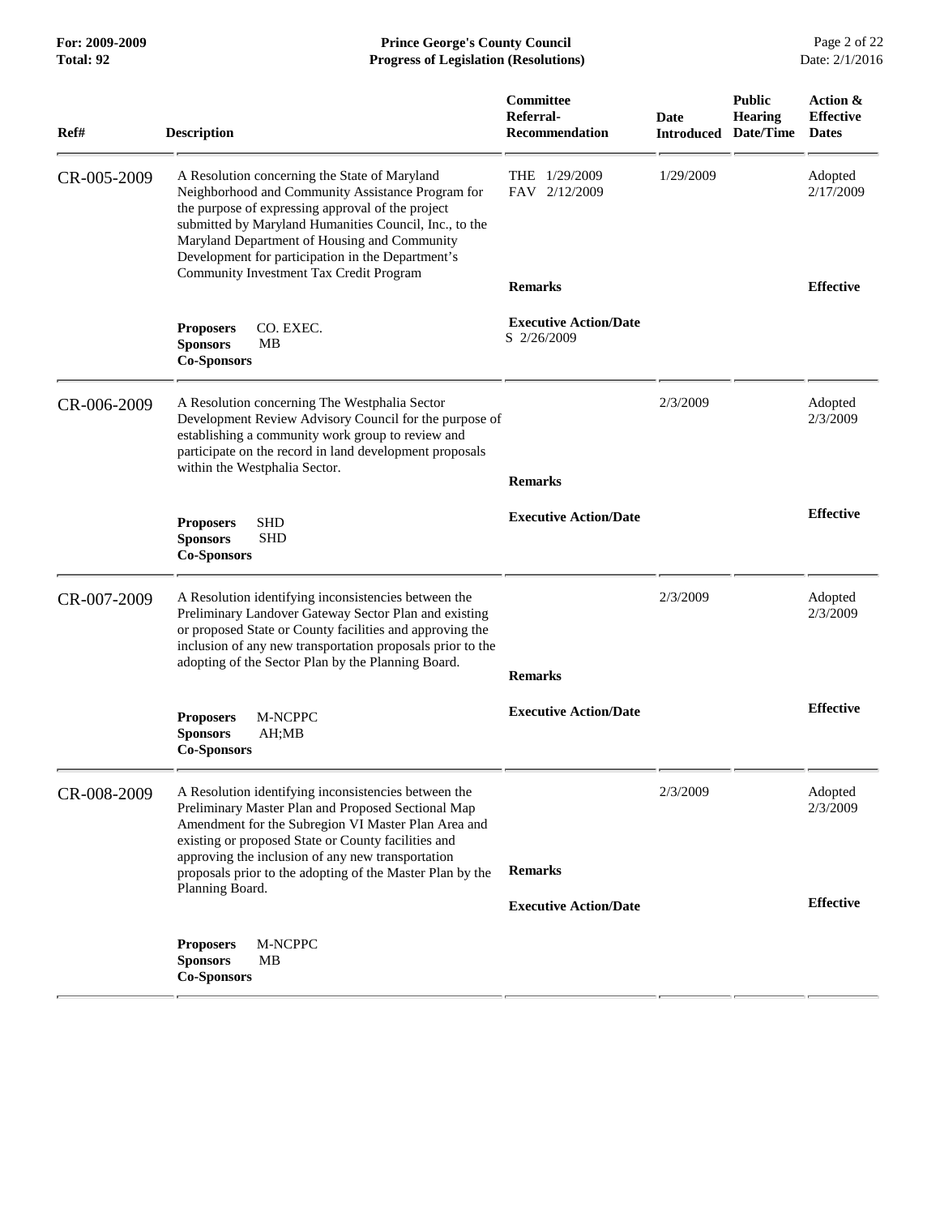| Ref# | Description | Committee Referral-Recommendation | Date Introduced | Public Hearing Date/Time | Action & Effective Dates |
|---|---|---|---|---|---|
| CR-005-2009 | A Resolution concerning the State of Maryland Neighborhood and Community Assistance Program for the purpose of expressing approval of the project submitted by Maryland Humanities Council, Inc., to the Maryland Department of Housing and Community Development for participation in the Department's Community Investment Tax Credit Program | THE 1/29/2009<br>FAV 2/12/2009 | 1/29/2009 | | Adopted 2/17/2009 |
| | | **Remarks** | | | **Effective** |
| | **Proposers** CO. EXEC.<br>**Sponsors** MB<br>**Co-Sponsors** | **Executive Action/Date**<br>S 2/26/2009 | | | |
| CR-006-2009 | A Resolution concerning The Westphalia Sector Development Review Advisory Council for the purpose of establishing a community work group to review and participate on the record in land development proposals within the Westphalia Sector. | | 2/3/2009 | | Adopted 2/3/2009 |
| | | **Remarks** | | | |
| | **Proposers** SHD<br>**Sponsors** SHD<br>**Co-Sponsors** | **Executive Action/Date** | | | **Effective** |
| CR-007-2009 | A Resolution identifying inconsistencies between the Preliminary Landover Gateway Sector Plan and existing or proposed State or County facilities and approving the inclusion of any new transportation proposals prior to the adopting of the Sector Plan by the Planning Board. | | 2/3/2009 | | Adopted 2/3/2009 |
| | | **Remarks** | | | |
| | **Proposers** M-NCPPC<br>**Sponsors** AH;MB<br>**Co-Sponsors** | **Executive Action/Date** | | | **Effective** |
| CR-008-2009 | A Resolution identifying inconsistencies between the Preliminary Master Plan and Proposed Sectional Map Amendment for the Subregion VI Master Plan Area and existing or proposed State or County facilities and approving the inclusion of any new transportation proposals prior to the adopting of the Master Plan by the Planning Board. | | 2/3/2009 | | Adopted 2/3/2009 |
| | | **Remarks** | | | |
| | | **Executive Action/Date** | | | **Effective** |
| | **Proposers** M-NCPPC<br>**Sponsors** MB<br>**Co-Sponsors** | | | | |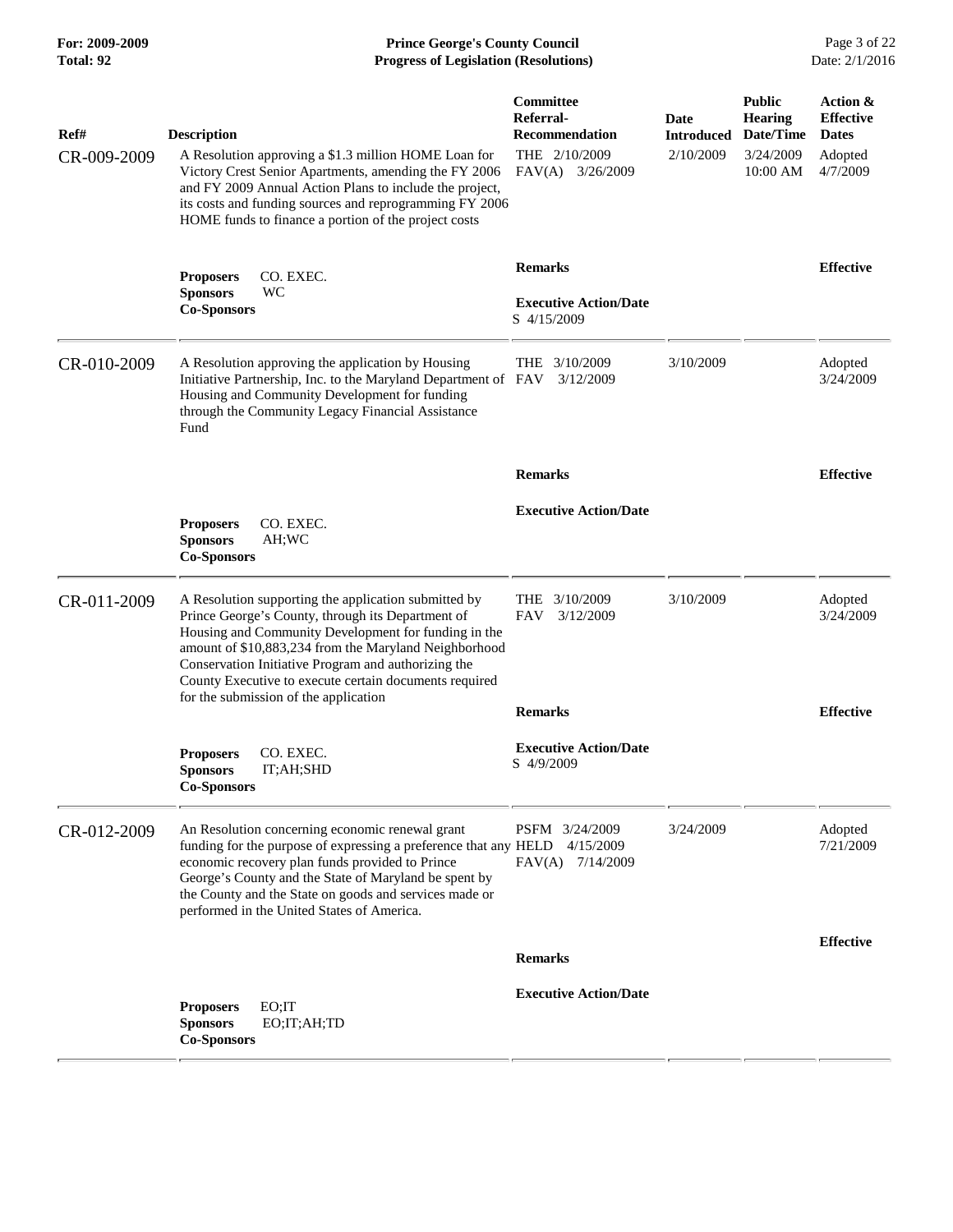| Ref# | Description | Committee Referral-Recommendation | Date Introduced | Public Hearing Date/Time | Action & Effective Dates |
|---|---|---|---|---|---|
| CR-009-2009 | A Resolution approving a $1.3 million HOME Loan for Victory Crest Senior Apartments, amending the FY 2006 and FY 2009 Annual Action Plans to include the project, its costs and funding sources and reprogramming FY 2006 HOME funds to finance a portion of the project costs | THE 2/10/2009<br>FAV(A) 3/26/2009 | 2/10/2009 | 3/24/2009<br>10:00 AM | Adopted<br>4/7/2009 |
| | **Proposers** CO. EXEC.<br>**Sponsors** WC<br>**Co-Sponsors** | **Remarks**<br><br>**Executive Action/Date**<br>S 4/15/2009 | | | **Effective** |
| CR-010-2009 | A Resolution approving the application by Housing Initiative Partnership, Inc. to the Maryland Department of Housing and Community Development for funding through the Community Legacy Financial Assistance Fund | THE 3/10/2009<br>FAV 3/12/2009 | 3/10/2009 | | Adopted<br>3/24/2009 |
| | **Proposers** CO. EXEC.<br>**Sponsors** AH;WC<br>**Co-Sponsors** | **Remarks**<br><br>**Executive Action/Date** | | | **Effective** |
| CR-011-2009 | A Resolution supporting the application submitted by Prince George's County, through its Department of Housing and Community Development for funding in the amount of $10,883,234 from the Maryland Neighborhood Conservation Initiative Program and authorizing the County Executive to execute certain documents required for the submission of the application | THE 3/10/2009<br>FAV 3/12/2009 | 3/10/2009 | | Adopted<br>3/24/2009 |
| | **Proposers** CO. EXEC.<br>**Sponsors** IT;AH;SHD<br>**Co-Sponsors** | **Remarks**<br><br>**Executive Action/Date**<br>S 4/9/2009 | | | **Effective** |
| CR-012-2009 | An Resolution concerning economic renewal grant funding for the purpose of expressing a preference that any economic recovery plan funds provided to Prince George's County and the State of Maryland be spent by the County and the State on goods and services made or performed in the United States of America. | PSFM 3/24/2009<br>HELD 4/15/2009<br>FAV(A) 7/14/2009 | 3/24/2009 | | Adopted<br>7/21/2009 |
| | **Proposers** EO;IT<br>**Sponsors** EO;IT;AH;TD<br>**Co-Sponsors** | **Remarks**<br><br>**Executive Action/Date** | | | **Effective** |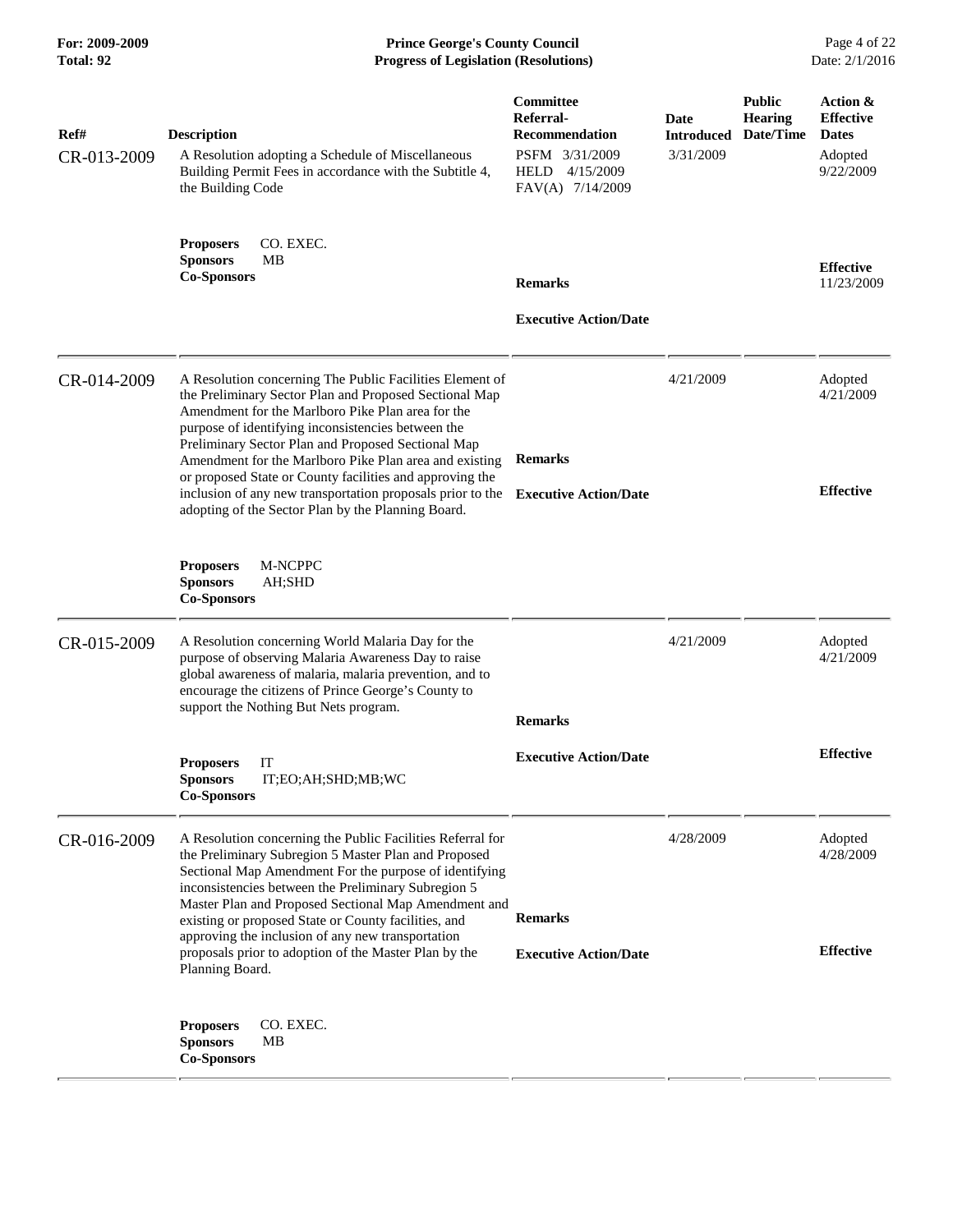| Ref# | Description | Committee Referral-Recommendation | Date Introduced | Public Hearing Date/Time | Action & Effective Dates |
|---|---|---|---|---|---|
| CR-013-2009 | A Resolution adopting a Schedule of Miscellaneous Building Permit Fees in accordance with the Subtitle 4, the Building Code | PSFM 3/31/2009<br>HELD 4/15/2009<br>FAV(A) 7/14/2009 | 3/31/2009 | | Adopted<br>9/22/2009 |
| | **Proposers** CO. EXEC.<br>**Sponsors** MB<br>**Co-Sponsors** | **Remarks**<br><br>**Executive Action/Date** | | | **Effective**<br>11/23/2009 |
| CR-014-2009 | A Resolution concerning The Public Facilities Element of the Preliminary Sector Plan and Proposed Sectional Map Amendment for the Marlboro Pike Plan area for the purpose of identifying inconsistencies between the Preliminary Sector Plan and Proposed Sectional Map Amendment for the Marlboro Pike Plan area and existing or proposed State or County facilities and approving the inclusion of any new transportation proposals prior to the adopting of the Sector Plan by the Planning Board. | **Remarks**<br><br>**Executive Action/Date** | 4/21/2009 | | Adopted<br>4/21/2009<br><br>**Effective** |
| | **Proposers** M-NCPPC<br>**Sponsors** AH;SHD<br>**Co-Sponsors** | | | | |
| CR-015-2009 | A Resolution concerning World Malaria Day for the purpose of observing Malaria Awareness Day to raise global awareness of malaria, malaria prevention, and to encourage the citizens of Prince George's County to support the Nothing But Nets program. | **Remarks**<br><br>**Executive Action/Date** | 4/21/2009 | | Adopted<br>4/21/2009<br><br>**Effective** |
| | **Proposers** IT<br>**Sponsors** IT;EO;AH;SHD;MB;WC<br>**Co-Sponsors** | | | | |
| CR-016-2009 | A Resolution concerning the Public Facilities Referral for the Preliminary Subregion 5 Master Plan and Proposed Sectional Map Amendment For the purpose of identifying inconsistencies between the Preliminary Subregion 5 Master Plan and Proposed Sectional Map Amendment and existing or proposed State or County facilities, and approving the inclusion of any new transportation proposals prior to adoption of the Master Plan by the Planning Board. | **Remarks**<br><br>**Executive Action/Date** | 4/28/2009 | | Adopted<br>4/28/2009<br><br>**Effective** |
| | **Proposers** CO. EXEC.<br>**Sponsors** MB<br>**Co-Sponsors** | | | | |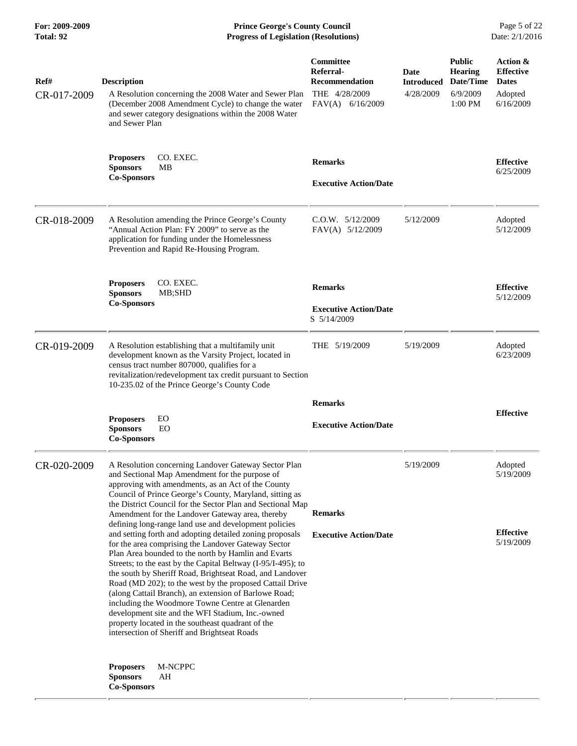| Ref# | Description | Committee Referral-Recommendation | Date Introduced | Public Hearing Date/Time | Action & Effective Dates |
|---|---|---|---|---|---|
| CR-017-2009 | A Resolution concerning the 2008 Water and Sewer Plan (December 2008 Amendment Cycle) to change the water and sewer category designations within the 2008 Water and Sewer Plan | THE 4/28/2009<br>FAV(A) 6/16/2009 | 4/28/2009 | 6/9/2009 1:00 PM | Adopted 6/16/2009 |
| | **Proposers** CO. EXEC.<br>**Sponsors** MB<br>**Co-Sponsors** | **Remarks**<br><br>**Executive Action/Date** | | | **Effective** 6/25/2009 |
| CR-018-2009 | A Resolution amending the Prince George's County "Annual Action Plan: FY 2009" to serve as the application for funding under the Homelessness Prevention and Rapid Re-Housing Program. | C.O.W. 5/12/2009<br>FAV(A) 5/12/2009 | 5/12/2009 | | Adopted 5/12/2009 |
| | **Proposers** CO. EXEC.<br>**Sponsors** MB;SHD<br>**Co-Sponsors** | **Remarks**<br><br>**Executive Action/Date**<br>S 5/14/2009 | | | **Effective** 5/12/2009 |
| CR-019-2009 | A Resolution establishing that a multifamily unit development known as the Varsity Project, located in census tract number 807000, qualifies for a revitalization/redevelopment tax credit pursuant to Section 10-235.02 of the Prince George's County Code | THE 5/19/2009 | 5/19/2009 | | Adopted 6/23/2009 |
| | **Proposers** EO<br>**Sponsors** EO<br>**Co-Sponsors** | **Remarks**<br><br>**Executive Action/Date** | | | **Effective** |
| CR-020-2009 | A Resolution concerning Landover Gateway Sector Plan and Sectional Map Amendment for the purpose of approving with amendments, as an Act of the County Council of Prince George's County, Maryland, sitting as the District Council for the Sector Plan and Sectional Map Amendment for the Landover Gateway area, thereby defining long-range land use and development policies and setting forth and adopting detailed zoning proposals for the area comprising the Landover Gateway Sector Plan Area bounded to the north by Hamlin and Evarts Streets; to the east by the Capital Beltway (I-95/I-495); to the south by Sheriff Road, Brightseat Road, and Landover Road (MD 202); to the west by the proposed Cattail Drive (along Cattail Branch), an extension of Barlowe Road; including the Woodmore Towne Centre at Glenarden development site and the WFI Stadium, Inc.-owned property located in the southeast quadrant of the intersection of Sheriff and Brightseat Roads | **Remarks**<br><br>**Executive Action/Date** | 5/19/2009 | | Adopted 5/19/2009<br><br>**Effective** 5/19/2009 |
| | **Proposers** M-NCPPC<br>**Sponsors** AH<br>**Co-Sponsors** | | | | |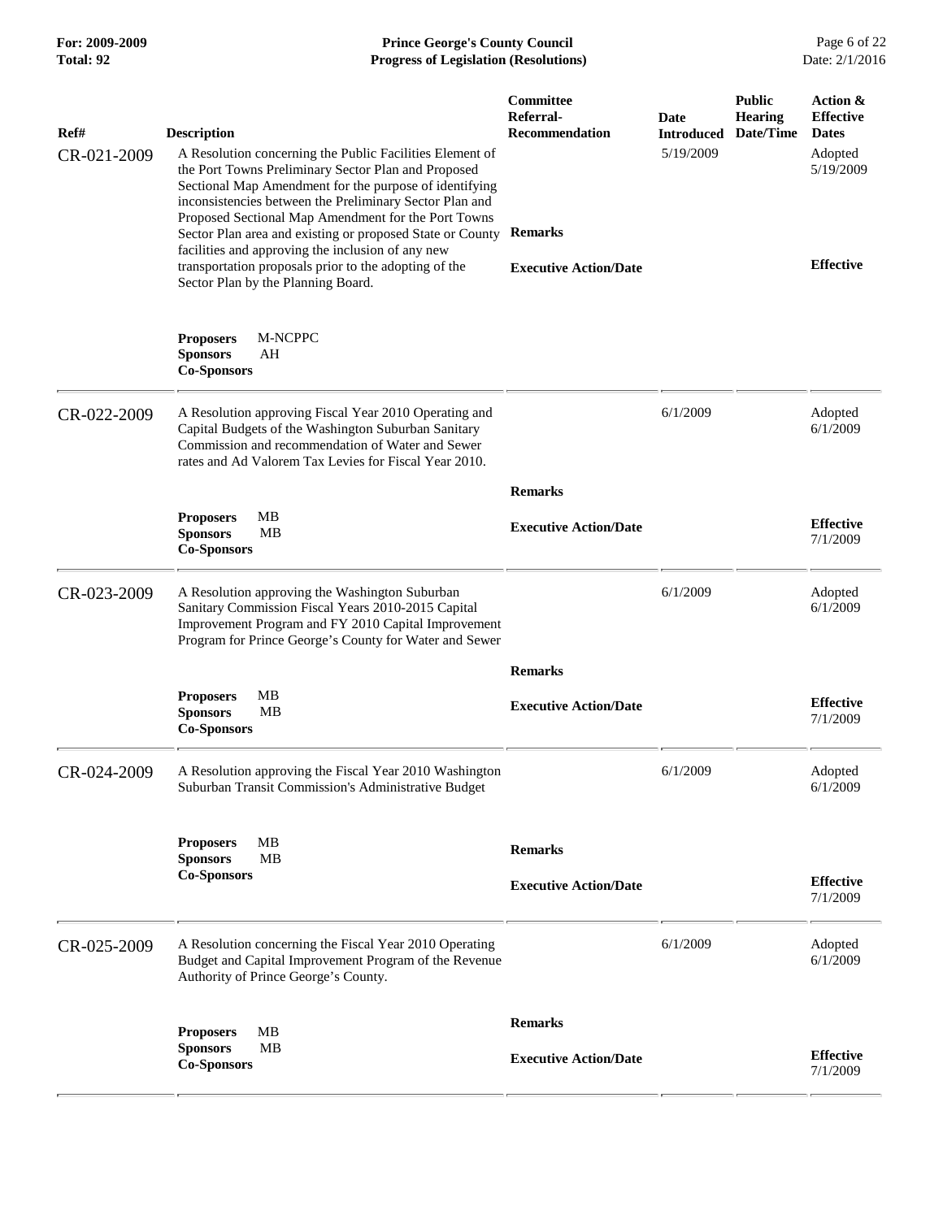| Ref# | Description | Committee Referral-Recommendation | Date Introduced | Public Hearing Date/Time | Action & Effective Dates |
|---|---|---|---|---|---|
| CR-021-2009 | A Resolution concerning the Public Facilities Element of the Port Towns Preliminary Sector Plan and Proposed Sectional Map Amendment for the purpose of identifying inconsistencies between the Preliminary Sector Plan and Proposed Sectional Map Amendment for the Port Towns Sector Plan area and existing or proposed State or County facilities and approving the inclusion of any new transportation proposals prior to the adopting of the Sector Plan by the Planning Board. | | 5/19/2009 | | Adopted 5/19/2009 |
| | | **Remarks** | | | |
| | | **Executive Action/Date** | | | **Effective** |
| | **Proposers** M-NCPPC<br>**Sponsors** AH<br>**Co-Sponsors** | | | | |
| CR-022-2009 | A Resolution approving Fiscal Year 2010 Operating and Capital Budgets of the Washington Suburban Sanitary Commission and recommendation of Water and Sewer rates and Ad Valorem Tax Levies for Fiscal Year 2010. | | 6/1/2009 | | Adopted 6/1/2009 |
| | | **Remarks** | | | |
| | **Proposers** MB<br>**Sponsors** MB<br>**Co-Sponsors** | **Executive Action/Date** | | | **Effective** 7/1/2009 |
| CR-023-2009 | A Resolution approving the Washington Suburban Sanitary Commission Fiscal Years 2010-2015 Capital Improvement Program and FY 2010 Capital Improvement Program for Prince George's County for Water and Sewer | | 6/1/2009 | | Adopted 6/1/2009 |
| | | **Remarks** | | | |
| | **Proposers** MB<br>**Sponsors** MB<br>**Co-Sponsors** | **Executive Action/Date** | | | **Effective** 7/1/2009 |
| CR-024-2009 | A Resolution approving the Fiscal Year 2010 Washington Suburban Transit Commission's Administrative Budget | | 6/1/2009 | | Adopted 6/1/2009 |
| | **Proposers** MB<br>**Sponsors** MB<br>**Co-Sponsors** | **Remarks** | | | |
| | | **Executive Action/Date** | | | **Effective** 7/1/2009 |
| CR-025-2009 | A Resolution concerning the Fiscal Year 2010 Operating Budget and Capital Improvement Program of the Revenue Authority of Prince George's County. | | 6/1/2009 | | Adopted 6/1/2009 |
| | | **Remarks** | | | |
| | **Proposers** MB<br>**Sponsors** MB<br>**Co-Sponsors** | **Executive Action/Date** | | | **Effective** 7/1/2009 |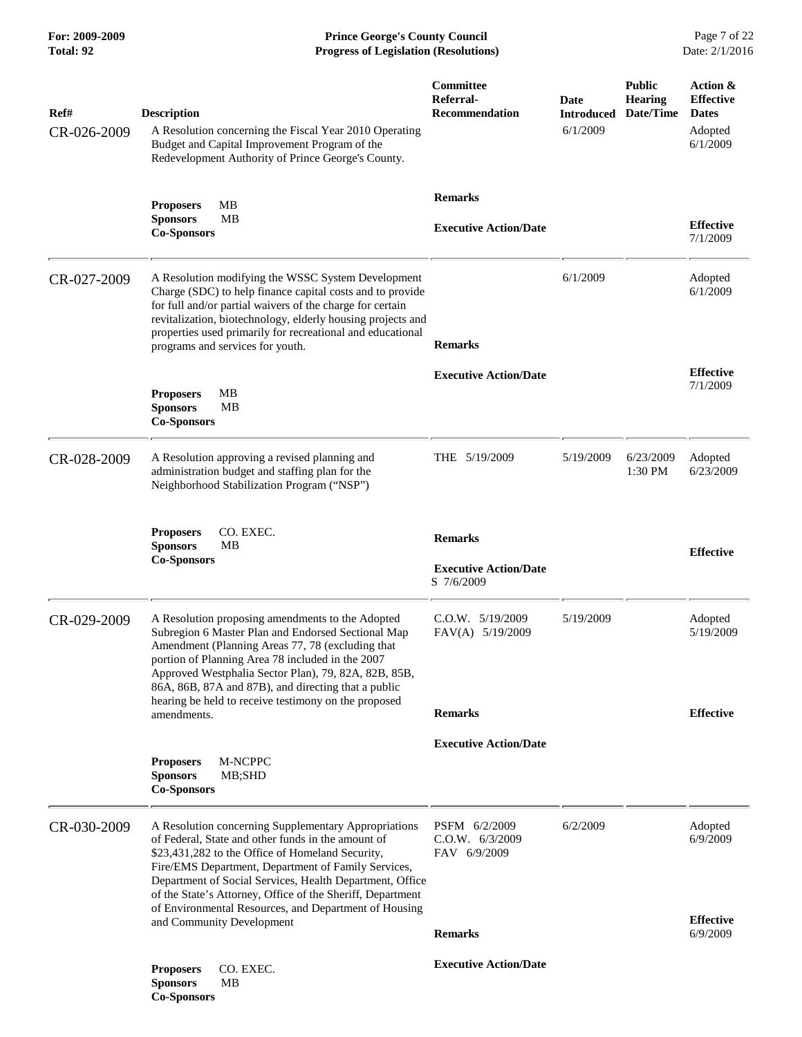| Ref# | Description | Committee Referral-Recommendation | Date Introduced | Public Hearing Date/Time | Action & Effective Dates |
|---|---|---|---|---|---|
| CR-026-2009 | A Resolution concerning the Fiscal Year 2010 Operating Budget and Capital Improvement Program of the Redevelopment Authority of Prince George's County. | | 6/1/2009 | | Adopted 6/1/2009 |
| | **Proposers** MB<br>**Sponsors** MB<br>**Co-Sponsors** | **Remarks**<br><br>**Executive Action/Date** | | | **Effective** 7/1/2009 |
| CR-027-2009 | A Resolution modifying the WSSC System Development Charge (SDC) to help finance capital costs and to provide for full and/or partial waivers of the charge for certain revitalization, biotechnology, elderly housing projects and properties used primarily for recreational and educational programs and services for youth. | | 6/1/2009 | | Adopted 6/1/2009 |
| | **Proposers** MB<br>**Sponsors** MB<br>**Co-Sponsors** | **Remarks**<br><br>**Executive Action/Date** | | | **Effective** 7/1/2009 |
| CR-028-2009 | A Resolution approving a revised planning and administration budget and staffing plan for the Neighborhood Stabilization Program ("NSP") | THE 5/19/2009 | 5/19/2009 | 6/23/2009 1:30 PM | Adopted 6/23/2009 |
| | **Proposers** CO. EXEC.<br>**Sponsors** MB<br>**Co-Sponsors** | **Remarks**<br><br>**Executive Action/Date**<br>S 7/6/2009 | | | **Effective** |
| CR-029-2009 | A Resolution proposing amendments to the Adopted Subregion 6 Master Plan and Endorsed Sectional Map Amendment (Planning Areas 77, 78 (excluding that portion of Planning Area 78 included in the 2007 Approved Westphalia Sector Plan), 79, 82A, 82B, 85B, 86A, 86B, 87A and 87B), and directing that a public hearing be held to receive testimony on the proposed amendments. | C.O.W. 5/19/2009<br>FAV(A) 5/19/2009 | 5/19/2009 | | Adopted 5/19/2009 |
| | **Proposers** M-NCPPC<br>**Sponsors** MB;SHD<br>**Co-Sponsors** | **Remarks**<br><br>**Executive Action/Date** | | | **Effective** |
| CR-030-2009 | A Resolution concerning Supplementary Appropriations of Federal, State and other funds in the amount of $23,431,282 to the Office of Homeland Security, Fire/EMS Department, Department of Family Services, Department of Social Services, Health Department, Office of the State's Attorney, Office of the Sheriff, Department of Environmental Resources, and Department of Housing and Community Development | PSFM 6/2/2009<br>C.O.W. 6/3/2009<br>FAV 6/9/2009 | 6/2/2009 | | Adopted 6/9/2009 |
| | **Proposers** CO. EXEC.<br>**Sponsors** MB<br>**Co-Sponsors** | **Remarks**<br><br>**Executive Action/Date** | | | **Effective** 6/9/2009 |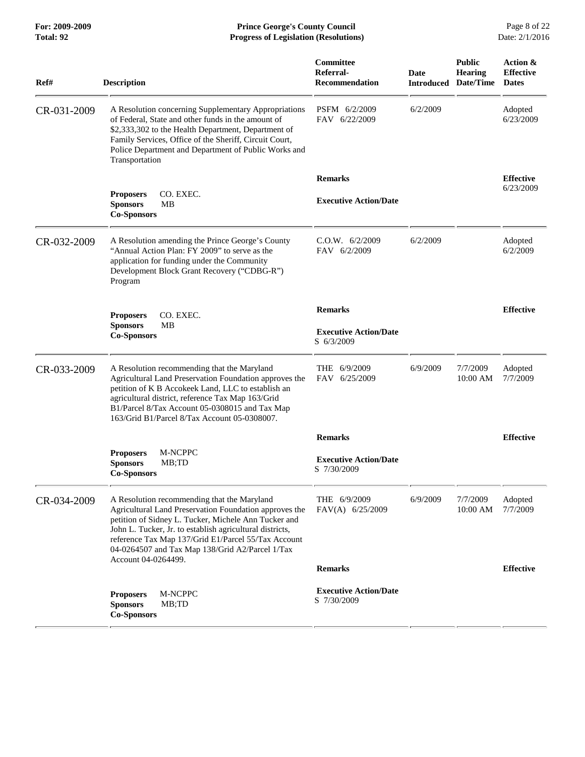| Ref# | Description | Committee Referral-Recommendation | Date Introduced | Public Hearing Date/Time | Action & Effective Dates |
|---|---|---|---|---|---|
| CR-031-2009 | A Resolution concerning Supplementary Appropriations of Federal, State and other funds in the amount of $2,333,302 to the Health Department, Department of Family Services, Office of the Sheriff, Circuit Court, Police Department and Department of Public Works and Transportation | PSFM 6/2/2009<br>FAV 6/22/2009 | 6/2/2009 | | Adopted 6/23/2009 |
| | **Proposers** CO. EXEC.<br>**Sponsors** MB<br>**Co-Sponsors** | **Remarks**<br><br>**Executive Action/Date** | | | **Effective** 6/23/2009 |
| CR-032-2009 | A Resolution amending the Prince George's County "Annual Action Plan: FY 2009" to serve as the application for funding under the Community Development Block Grant Recovery ("CDBG-R") Program | C.O.W. 6/2/2009<br>FAV 6/2/2009 | 6/2/2009 | | Adopted 6/2/2009 |
| | **Proposers** CO. EXEC.<br>**Sponsors** MB<br>**Co-Sponsors** | **Remarks**<br><br>**Executive Action/Date**<br>S 6/3/2009 | | | **Effective** |
| CR-033-2009 | A Resolution recommending that the Maryland Agricultural Land Preservation Foundation approves the petition of K B Accokeek Land, LLC to establish an agricultural district, reference Tax Map 163/Grid B1/Parcel 8/Tax Account 05-0308015 and Tax Map 163/Grid B1/Parcel 8/Tax Account 05-0308007. | THE 6/9/2009<br>FAV 6/25/2009 | 6/9/2009 | 7/7/2009 10:00 AM | Adopted 7/7/2009 |
| | **Proposers** M-NCPPC<br>**Sponsors** MB;TD<br>**Co-Sponsors** | **Remarks**<br><br>**Executive Action/Date**<br>S 7/30/2009 | | | **Effective** |
| CR-034-2009 | A Resolution recommending that the Maryland Agricultural Land Preservation Foundation approves the petition of Sidney L. Tucker, Michele Ann Tucker and John L. Tucker, Jr. to establish agricultural districts, reference Tax Map 137/Grid E1/Parcel 55/Tax Account 04-0264507 and Tax Map 138/Grid A2/Parcel 1/Tax Account 04-0264499. | THE 6/9/2009<br>FAV(A) 6/25/2009 | 6/9/2009 | 7/7/2009 10:00 AM | Adopted 7/7/2009 |
| | **Proposers** M-NCPPC<br>**Sponsors** MB;TD<br>**Co-Sponsors** | **Remarks**<br><br>**Executive Action/Date**<br>S 7/30/2009 | | | **Effective** |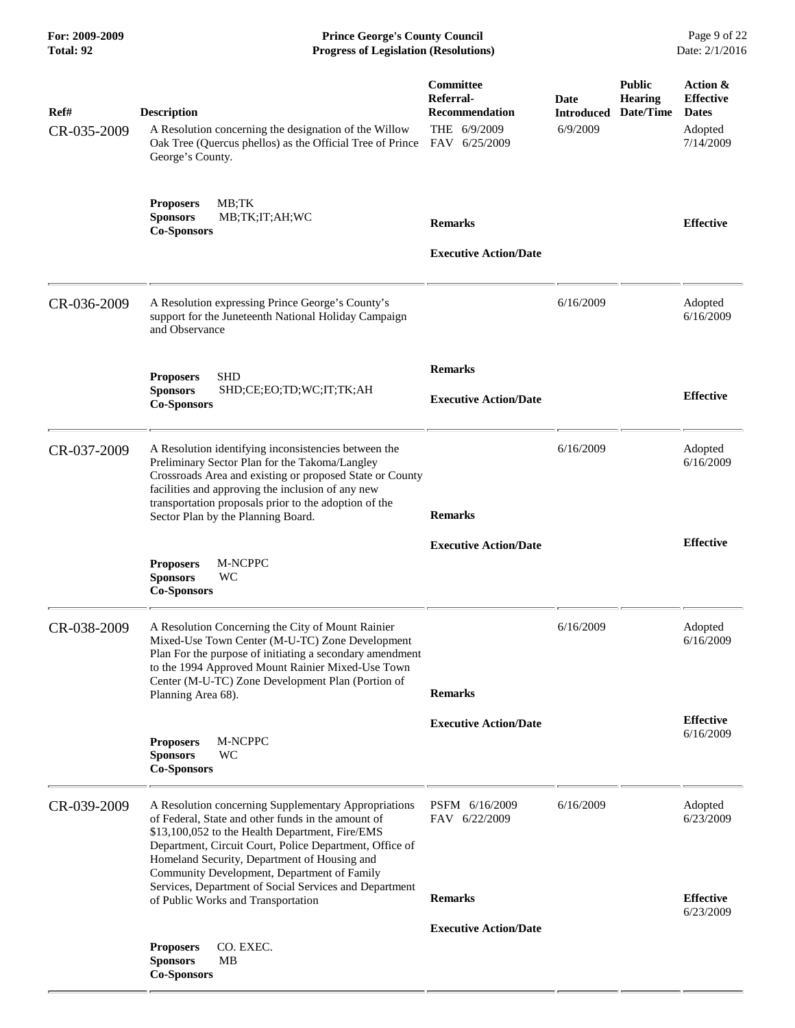| Ref# | Description | Committee Referral-Recommendation | Date Introduced | Public Hearing Date/Time | Action & Effective Dates |
|---|---|---|---|---|---|
| CR-035-2009 | A Resolution concerning the designation of the Willow Oak Tree (Quercus phellos) as the Official Tree of Prince George's County.<br><br>**Proposers** MB;TK<br>**Sponsors** MB;TK;IT;AH;WC<br>**Co-Sponsors** | THE 6/9/2009<br>FAV 6/25/2009<br><br>**Remarks**<br><br>**Executive Action/Date** | 6/9/2009 | | Adopted 7/14/2009<br><br>**Effective** |
| CR-036-2009 | A Resolution expressing Prince George's County's support for the Juneteenth National Holiday Campaign and Observance<br><br>**Proposers** SHD<br>**Sponsors** SHD;CE;EO;TD;WC;IT;TK;AH<br>**Co-Sponsors** | **Remarks**<br><br>**Executive Action/Date** | 6/16/2009 | | Adopted 6/16/2009<br><br>**Effective** |
| CR-037-2009 | A Resolution identifying inconsistencies between the Preliminary Sector Plan for the Takoma/Langley Crossroads Area and existing or proposed State or County facilities and approving the inclusion of any new transportation proposals prior to the adoption of the Sector Plan by the Planning Board.<br><br>**Proposers** M-NCPPC<br>**Sponsors** WC<br>**Co-Sponsors** | **Remarks**<br><br>**Executive Action/Date** | 6/16/2009 | | Adopted 6/16/2009<br><br>**Effective** |
| CR-038-2009 | A Resolution Concerning the City of Mount Rainier Mixed-Use Town Center (M-U-TC) Zone Development Plan For the purpose of initiating a secondary amendment to the 1994 Approved Mount Rainier Mixed-Use Town Center (M-U-TC) Zone Development Plan (Portion of Planning Area 68).<br><br>**Proposers** M-NCPPC<br>**Sponsors** WC<br>**Co-Sponsors** | **Remarks**<br><br>**Executive Action/Date** | 6/16/2009 | | Adopted 6/16/2009<br><br>**Effective** 6/16/2009 |
| CR-039-2009 | A Resolution concerning Supplementary Appropriations of Federal, State and other funds in the amount of $13,100,052 to the Health Department, Fire/EMS Department, Circuit Court, Police Department, Office of Homeland Security, Department of Housing and Community Development, Department of Family Services, Department of Social Services and Department of Public Works and Transportation<br><br>**Proposers** CO. EXEC.<br>**Sponsors** MB<br>**Co-Sponsors** | PSFM 6/16/2009<br>FAV 6/22/2009<br><br>**Remarks**<br><br>**Executive Action/Date** | 6/16/2009 | | Adopted 6/23/2009<br><br>**Effective** 6/23/2009 |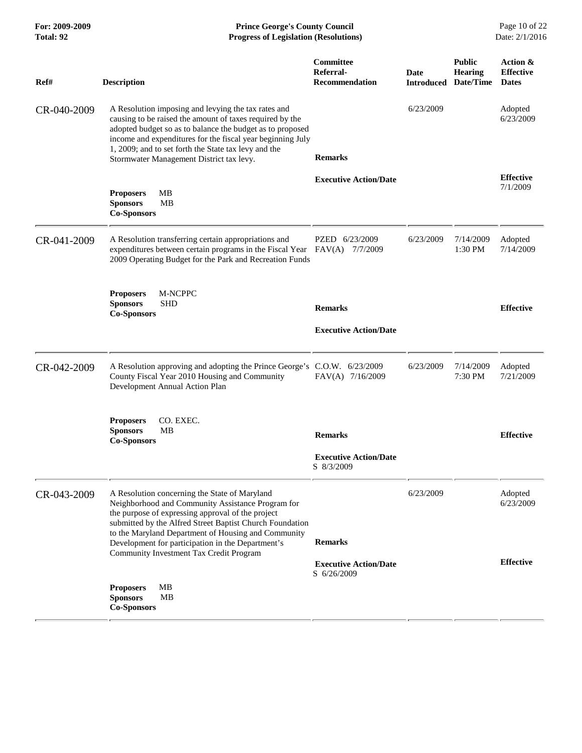| Ref# | Description | Committee Referral-Recommendation | Date Introduced | Public Hearing Date/Time | Action & Effective Dates |
|---|---|---|---|---|---|
| CR-040-2009 | A Resolution imposing and levying the tax rates and causing to be raised the amount of taxes required by the adopted budget so as to balance the budget as to proposed income and expenditures for the fiscal year beginning July 1, 2009; and to set forth the State tax levy and the Stormwater Management District tax levy. | | 6/23/2009 | | Adopted 6/23/2009 |
| | **Proposers** MB<br>**Sponsors** MB<br>**Co-Sponsors** | **Remarks**<br><br>**Executive Action/Date** | | | **Effective** 7/1/2009 |
| CR-041-2009 | A Resolution transferring certain appropriations and expenditures between certain programs in the Fiscal Year 2009 Operating Budget for the Park and Recreation Funds | PZED 6/23/2009<br>FAV(A) 7/7/2009 | 6/23/2009 | 7/14/2009 1:30 PM | Adopted 7/14/2009 |
| | **Proposers** M-NCPPC<br>**Sponsors** SHD<br>**Co-Sponsors** | **Remarks**<br><br>**Executive Action/Date** | | | **Effective** |
| CR-042-2009 | A Resolution approving and adopting the Prince George's County Fiscal Year 2010 Housing and Community Development Annual Action Plan | C.O.W. 6/23/2009<br>FAV(A) 7/16/2009 | 6/23/2009 | 7/14/2009 7:30 PM | Adopted 7/21/2009 |
| | **Proposers** CO. EXEC.<br>**Sponsors** MB<br>**Co-Sponsors** | **Remarks**<br><br>**Executive Action/Date**<br>S 8/3/2009 | | | **Effective** |
| CR-043-2009 | A Resolution concerning the State of Maryland Neighborhood and Community Assistance Program for the purpose of expressing approval of the project submitted by the Alfred Street Baptist Church Foundation to the Maryland Department of Housing and Community Development for participation in the Department's Community Investment Tax Credit Program | | 6/23/2009 | | Adopted 6/23/2009 |
| | **Proposers** MB<br>**Sponsors** MB<br>**Co-Sponsors** | **Remarks**<br><br>**Executive Action/Date**<br>S 6/26/2009 | | | **Effective** |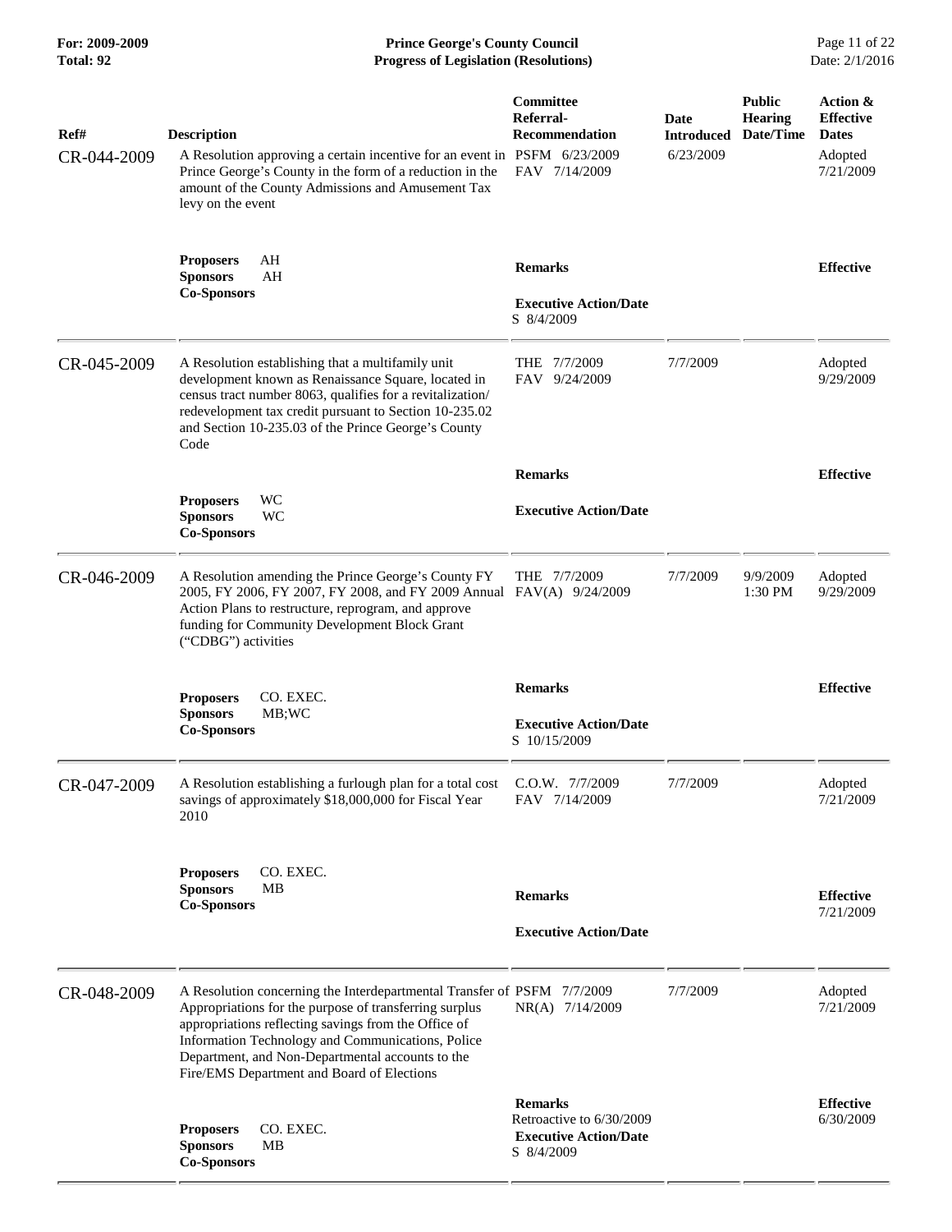| Ref# | Description | Committee Referral-Recommendation | Date Introduced | Public Hearing Date/Time | Action & Effective Dates |
|---|---|---|---|---|---|
| CR-044-2009 | A Resolution approving a certain incentive for an event in Prince George's County in the form of a reduction in the amount of the County Admissions and Amusement Tax levy on the event | PSFM 6/23/2009<br>FAV 7/14/2009 | 6/23/2009 | | Adopted 7/21/2009 |
| | **Proposers** AH<br>**Sponsors** AH<br>**Co-Sponsors** | **Remarks**<br><br>**Executive Action/Date**<br>S 8/4/2009 | | | **Effective** |
| CR-045-2009 | A Resolution establishing that a multifamily unit development known as Renaissance Square, located in census tract number 8063, qualifies for a revitalization/redevelopment tax credit pursuant to Section 10-235.02 and Section 10-235.03 of the Prince George's County Code | THE 7/7/2009<br>FAV 9/24/2009 | 7/7/2009 | | Adopted 9/29/2009 |
| | **Proposers** WC<br>**Sponsors** WC<br>**Co-Sponsors** | **Remarks**<br><br>**Executive Action/Date** | | | **Effective** |
| CR-046-2009 | A Resolution amending the Prince George's County FY 2005, FY 2006, FY 2007, FY 2008, and FY 2009 Annual Action Plans to restructure, reprogram, and approve funding for Community Development Block Grant ("CDBG") activities | THE 7/7/2009<br>FAV(A) 9/24/2009 | 7/7/2009 | 9/9/2009 1:30 PM | Adopted 9/29/2009 |
| | **Proposers** CO. EXEC.<br>**Sponsors** MB;WC<br>**Co-Sponsors** | **Remarks**<br><br>**Executive Action/Date**<br>S 10/15/2009 | | | **Effective** |
| CR-047-2009 | A Resolution establishing a furlough plan for a total cost savings of approximately $18,000,000 for Fiscal Year 2010 | C.O.W. 7/7/2009<br>FAV 7/14/2009 | 7/7/2009 | | Adopted 7/21/2009 |
| | **Proposers** CO. EXEC.<br>**Sponsors** MB<br>**Co-Sponsors** | **Remarks**<br><br>**Executive Action/Date** | | | **Effective** 7/21/2009 |
| CR-048-2009 | A Resolution concerning the Interdepartmental Transfer of Appropriations for the purpose of transferring surplus appropriations reflecting savings from the Office of Information Technology and Communications, Police Department, and Non-Departmental accounts to the Fire/EMS Department and Board of Elections | PSFM 7/7/2009<br>NR(A) 7/14/2009 | 7/7/2009 | | Adopted 7/21/2009 |
| | **Proposers** CO. EXEC.<br>**Sponsors** MB<br>**Co-Sponsors** | **Remarks**<br>Retroactive to 6/30/2009<br>**Executive Action/Date**<br>S 8/4/2009 | | | **Effective** 6/30/2009 |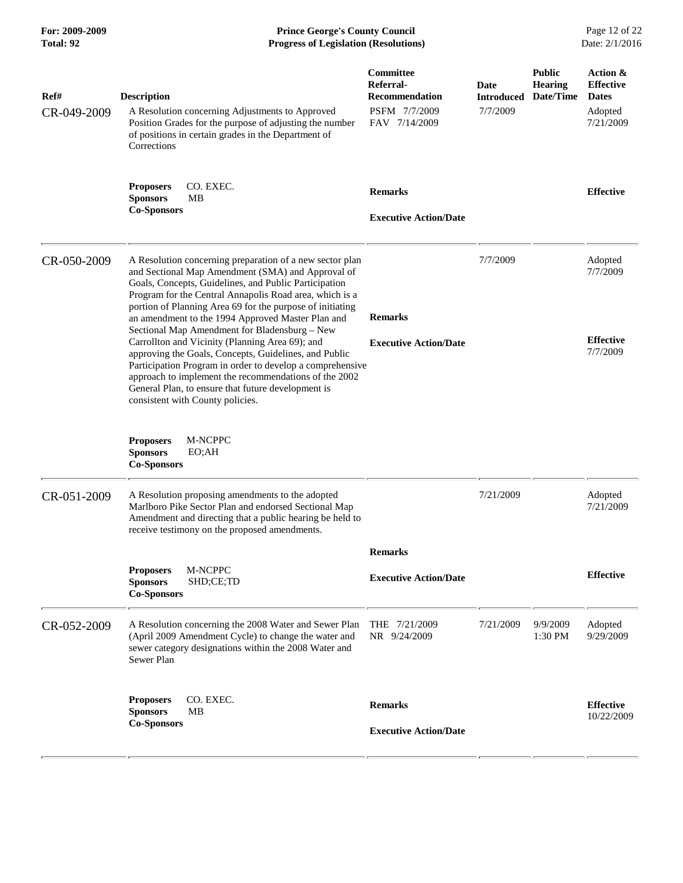| Ref# | Description | Committee Referral-Recommendation | Date Introduced | Public Hearing Date/Time | Action & Effective Dates |
|---|---|---|---|---|---|
| CR-049-2009 | A Resolution concerning Adjustments to Approved Position Grades for the purpose of adjusting the number of positions in certain grades in the Department of Corrections | PSFM 7/7/2009<br>FAV 7/14/2009 | 7/7/2009 | | Adopted 7/21/2009 |
| | **Proposers** CO. EXEC.<br>**Sponsors** MB<br>**Co-Sponsors** | **Remarks**<br><br>**Executive Action/Date** | | | **Effective** |
| CR-050-2009 | A Resolution concerning preparation of a new sector plan and Sectional Map Amendment (SMA) and Approval of Goals, Concepts, Guidelines, and Public Participation Program for the Central Annapolis Road area, which is a portion of Planning Area 69 for the purpose of initiating an amendment to the 1994 Approved Master Plan and Sectional Map Amendment for Bladensburg – New Carrollton and Vicinity (Planning Area 69); and approving the Goals, Concepts, Guidelines, and Public Participation Program in order to develop a comprehensive approach to implement the recommendations of the 2002 General Plan, to ensure that future development is consistent with County policies. | **Remarks**<br><br>**Executive Action/Date** | 7/7/2009 | | Adopted 7/7/2009<br><br>**Effective** 7/7/2009 |
| | **Proposers** M-NCPPC<br>**Sponsors** EO;AH<br>**Co-Sponsors** | | | | |
| CR-051-2009 | A Resolution proposing amendments to the adopted Marlboro Pike Sector Plan and endorsed Sectional Map Amendment and directing that a public hearing be held to receive testimony on the proposed amendments. | | 7/21/2009 | | Adopted 7/21/2009 |
| | **Proposers** M-NCPPC<br>**Sponsors** SHD;CE;TD<br>**Co-Sponsors** | **Remarks**<br><br>**Executive Action/Date** | | | **Effective** |
| CR-052-2009 | A Resolution concerning the 2008 Water and Sewer Plan (April 2009 Amendment Cycle) to change the water and sewer category designations within the 2008 Water and Sewer Plan | THE 7/21/2009<br>NR 9/24/2009 | 7/21/2009 | 9/9/2009 1:30 PM | Adopted 9/29/2009 |
| | **Proposers** CO. EXEC.<br>**Sponsors** MB<br>**Co-Sponsors** | **Remarks**<br><br>**Executive Action/Date** | | | **Effective** 10/22/2009 |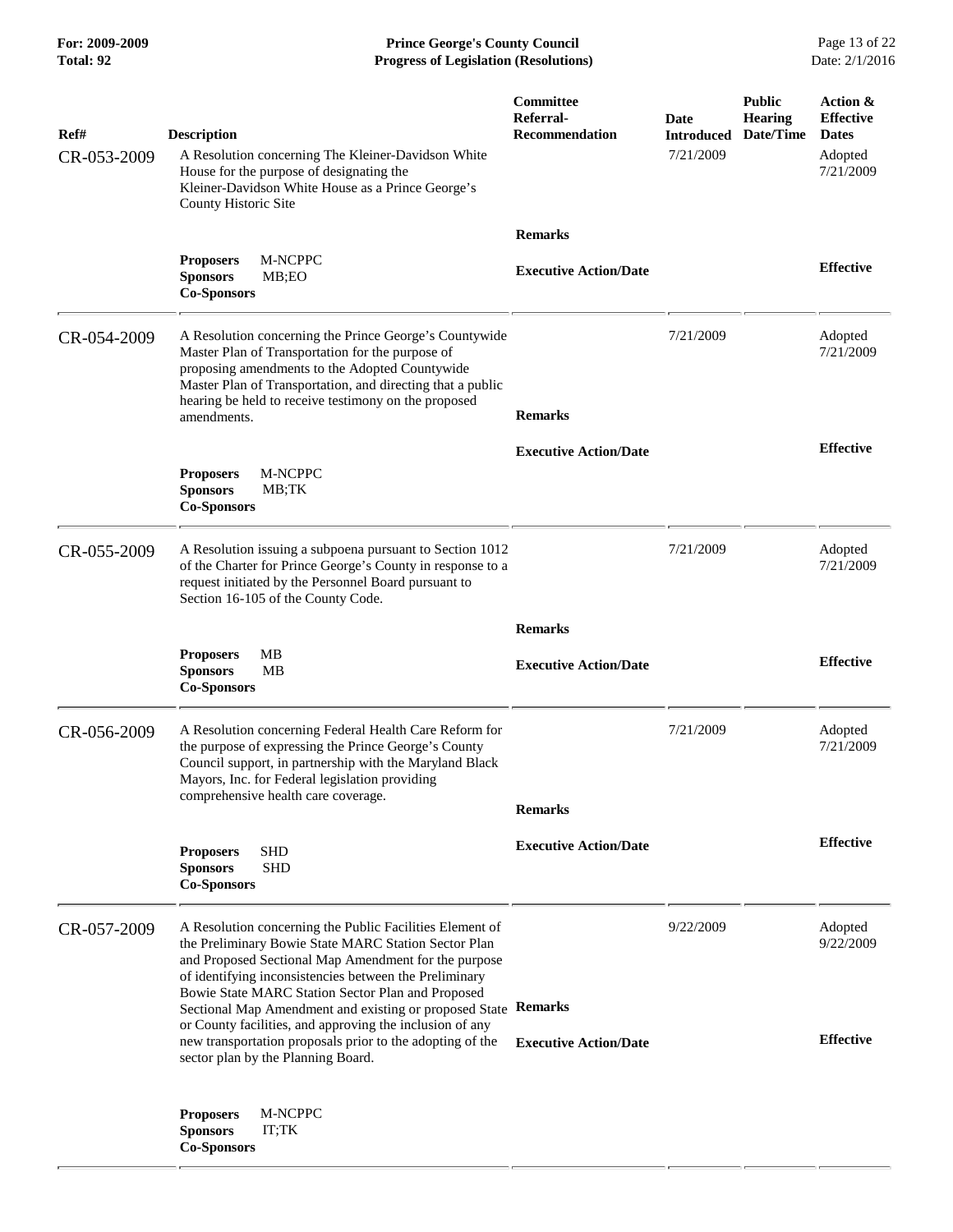| Ref# | Description | Committee Referral-Recommendation | Date Introduced | Public Hearing Date/Time | Action & Effective Dates |
|---|---|---|---|---|---|
| CR-053-2009 | A Resolution concerning The Kleiner-Davidson White House for the purpose of designating the Kleiner-Davidson White House as a Prince George's County Historic Site<br>**Proposers** M-NCPPC<br>**Sponsors** MB;EO<br>**Co-Sponsors** | **Remarks**<br>**Executive Action/Date** | 7/21/2009 | | Adopted 7/21/2009<br>**Effective** |
| CR-054-2009 | A Resolution concerning the Prince George's Countywide Master Plan of Transportation for the purpose of proposing amendments to the Adopted Countywide Master Plan of Transportation, and directing that a public hearing be held to receive testimony on the proposed amendments.<br>**Proposers** M-NCPPC<br>**Sponsors** MB;TK<br>**Co-Sponsors** | **Remarks**<br>**Executive Action/Date** | 7/21/2009 | | Adopted 7/21/2009<br>**Effective** |
| CR-055-2009 | A Resolution issuing a subpoena pursuant to Section 1012 of the Charter for Prince George's County in response to a request initiated by the Personnel Board pursuant to Section 16-105 of the County Code.<br>**Proposers** MB<br>**Sponsors** MB<br>**Co-Sponsors** | **Remarks**<br>**Executive Action/Date** | 7/21/2009 | | Adopted 7/21/2009<br>**Effective** |
| CR-056-2009 | A Resolution concerning Federal Health Care Reform for the purpose of expressing the Prince George's County Council support, in partnership with the Maryland Black Mayors, Inc. for Federal legislation providing comprehensive health care coverage.<br>**Proposers** SHD<br>**Sponsors** SHD<br>**Co-Sponsors** | **Remarks**<br>**Executive Action/Date** | 7/21/2009 | | Adopted 7/21/2009<br>**Effective** |
| CR-057-2009 | A Resolution concerning the Public Facilities Element of the Preliminary Bowie State MARC Station Sector Plan and Proposed Sectional Map Amendment for the purpose of identifying inconsistencies between the Preliminary Bowie State MARC Station Sector Plan and Proposed Sectional Map Amendment and existing or proposed State or County facilities, and approving the inclusion of any new transportation proposals prior to the adopting of the sector plan by the Planning Board.<br>**Proposers** M-NCPPC<br>**Sponsors** IT;TK<br>**Co-Sponsors** | **Remarks**<br>**Executive Action/Date** | 9/22/2009 | | Adopted 9/22/2009<br>**Effective** |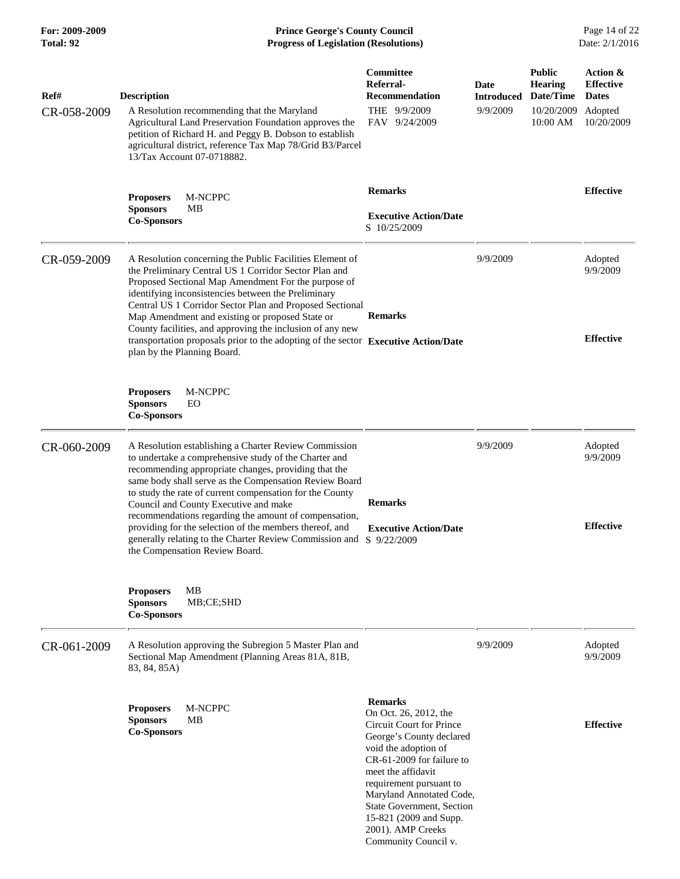| Ref# | Description | Committee Referral-Recommendation | Date Introduced | Public Hearing Date/Time | Action & Effective Dates |
|---|---|---|---|---|---|
| CR-058-2009 | A Resolution recommending that the Maryland Agricultural Land Preservation Foundation approves the petition of Richard H. and Peggy B. Dobson to establish agricultural district, reference Tax Map 78/Grid B3/Parcel 13/Tax Account 07-0718882. | THE 9/9/2009<br>FAV 9/24/2009 | 9/9/2009 | 10/20/2009<br>10:00 AM | Adopted<br>10/20/2009 |
| | **Proposers** M-NCPPC<br>**Sponsors** MB<br>**Co-Sponsors** | **Remarks**<br><br>**Executive Action/Date**<br>S 10/25/2009 | | | **Effective** |
| CR-059-2009 | A Resolution concerning the Public Facilities Element of the Preliminary Central US 1 Corridor Sector Plan and Proposed Sectional Map Amendment For the purpose of identifying inconsistencies between the Preliminary Central US 1 Corridor Sector Plan and Proposed Sectional Map Amendment and existing or proposed State or County facilities, and approving the inclusion of any new transportation proposals prior to the adopting of the sector plan by the Planning Board. | | 9/9/2009 | | Adopted<br>9/9/2009 |
| | **Proposers** M-NCPPC<br>**Sponsors** EO<br>**Co-Sponsors** | **Remarks**<br><br>**Executive Action/Date** | | | **Effective** |
| CR-060-2009 | A Resolution establishing a Charter Review Commission to undertake a comprehensive study of the Charter and recommending appropriate changes, providing that the same body shall serve as the Compensation Review Board to study the rate of current compensation for the County Council and County Executive and make recommendations regarding the amount of compensation, providing for the selection of the members thereof, and generally relating to the Charter Review Commission and the Compensation Review Board. | | 9/9/2009 | | Adopted<br>9/9/2009 |
| | **Proposers** MB<br>**Sponsors** MB;CE;SHD<br>**Co-Sponsors** | **Remarks**<br><br>**Executive Action/Date**<br>S 9/22/2009 | | | **Effective** |
| CR-061-2009 | A Resolution approving the Subregion 5 Master Plan and Sectional Map Amendment (Planning Areas 81A, 81B, 83, 84, 85A) | | 9/9/2009 | | Adopted<br>9/9/2009 |
| | **Proposers** M-NCPPC<br>**Sponsors** MB<br>**Co-Sponsors** | **Remarks**<br>On Oct. 26, 2012, the Circuit Court for Prince George's County declared void the adoption of CR-61-2009 for failure to meet the affidavit requirement pursuant to Maryland Annotated Code, State Government, Section 15-821 (2009 and Supp. 2001). AMP Creeks Community Council v. | | | **Effective** |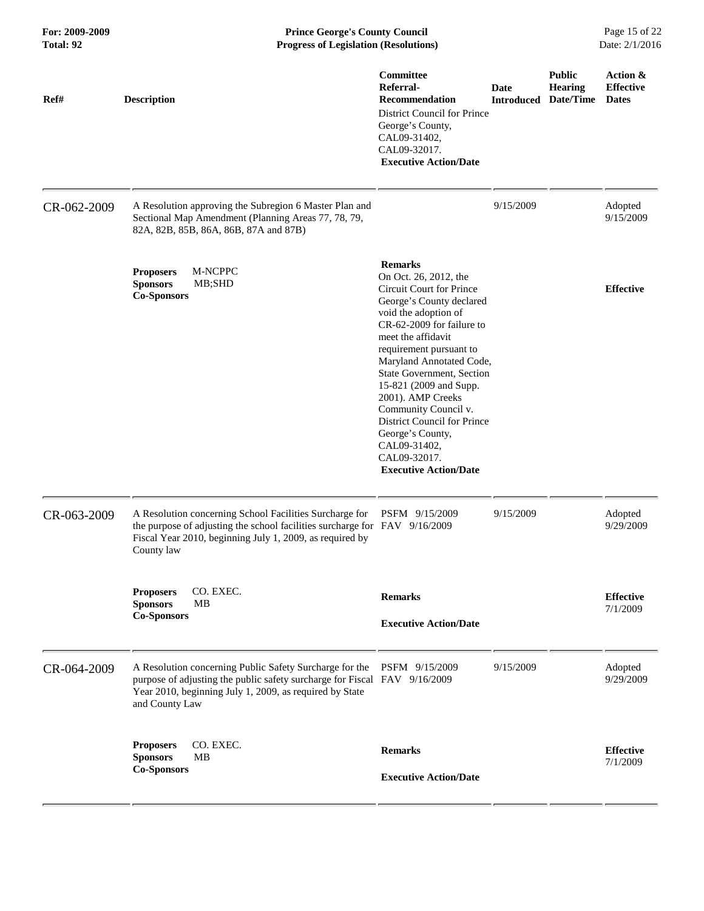| Ref# | Description | Committee Referral-Recommendation | Date Introduced | Public Hearing Date/Time | Action & Effective Dates |
|---|---|---|---|---|---|
| | | District Council for Prince George's County, CAL09-31402, CAL09-32017. **Executive Action/Date** | | | |
| CR-062-2009 | A Resolution approving the Subregion 6 Master Plan and Sectional Map Amendment (Planning Areas 77, 78, 79, 82A, 82B, 85B, 86A, 86B, 87A and 87B) | | 9/15/2009 | | Adopted 9/15/2009 |
| | **Proposers** M-NCPPC **Sponsors** MB;SHD **Co-Sponsors** | **Remarks** On Oct. 26, 2012, the Circuit Court for Prince George's County declared void the adoption of CR-62-2009 for failure to meet the affidavit requirement pursuant to Maryland Annotated Code, State Government, Section 15-821 (2009 and Supp. 2001). AMP Creeks Community Council v. District Council for Prince George's County, CAL09-31402, CAL09-32017. **Executive Action/Date** | | | **Effective** |
| CR-063-2009 | A Resolution concerning School Facilities Surcharge for the purpose of adjusting the school facilities surcharge for Fiscal Year 2010, beginning July 1, 2009, as required by County law | PSFM 9/15/2009 FAV 9/16/2009 | 9/15/2009 | | Adopted 9/29/2009 |
| | **Proposers** CO. EXEC. **Sponsors** MB **Co-Sponsors** | **Remarks** **Executive Action/Date** | | | **Effective** 7/1/2009 |
| CR-064-2009 | A Resolution concerning Public Safety Surcharge for the purpose of adjusting the public safety surcharge for Fiscal Year 2010, beginning July 1, 2009, as required by State and County Law | PSFM 9/15/2009 FAV 9/16/2009 | 9/15/2009 | | Adopted 9/29/2009 |
| | **Proposers** CO. EXEC. **Sponsors** MB **Co-Sponsors** | **Remarks** **Executive Action/Date** | | | **Effective** 7/1/2009 |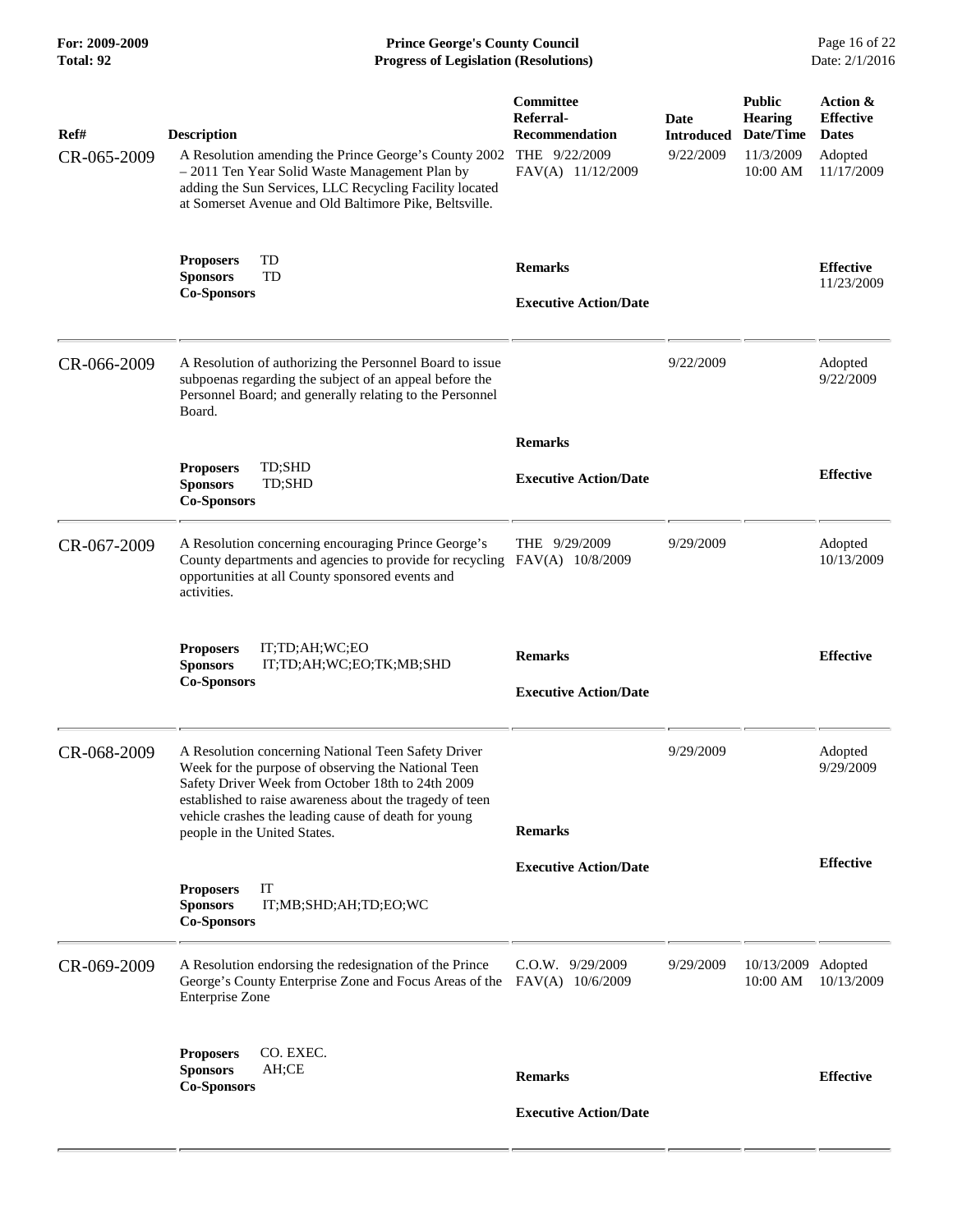| Ref# | Description | Committee Referral-Recommendation | Date Introduced | Public Hearing Date/Time | Action & Effective Dates |
|---|---|---|---|---|---|
| CR-065-2009 | A Resolution amending the Prince George's County 2002 – 2011 Ten Year Solid Waste Management Plan by adding the Sun Services, LLC Recycling Facility located at Somerset Avenue and Old Baltimore Pike, Beltsville. | THE 9/22/2009<br>FAV(A) 11/12/2009 | 9/22/2009 | 11/3/2009 10:00 AM | Adopted 11/17/2009 |
| | **Proposers** TD<br>**Sponsors** TD<br>**Co-Sponsors** | **Remarks**<br><br>**Executive Action/Date** | | | **Effective** 11/23/2009 |
| CR-066-2009 | A Resolution of authorizing the Personnel Board to issue subpoenas regarding the subject of an appeal before the Personnel Board; and generally relating to the Personnel Board. | | 9/22/2009 | | Adopted 9/22/2009 |
| | **Proposers** TD;SHD<br>**Sponsors** TD;SHD<br>**Co-Sponsors** | **Remarks**<br><br>**Executive Action/Date** | | | **Effective** |
| CR-067-2009 | A Resolution concerning encouraging Prince George's County departments and agencies to provide for recycling opportunities at all County sponsored events and activities. | THE 9/29/2009<br>FAV(A) 10/8/2009 | 9/29/2009 | | Adopted 10/13/2009 |
| | **Proposers** IT;TD;AH;WC;EO<br>**Sponsors** IT;TD;AH;WC;EO;TK;MB;SHD<br>**Co-Sponsors** | **Remarks**<br><br>**Executive Action/Date** | | | **Effective** |
| CR-068-2009 | A Resolution concerning National Teen Safety Driver Week for the purpose of observing the National Teen Safety Driver Week from October 18th to 24th 2009 established to raise awareness about the tragedy of teen vehicle crashes the leading cause of death for young people in the United States. | | 9/29/2009 | | Adopted 9/29/2009 |
| | **Proposers** IT<br>**Sponsors** IT;MB;SHD;AH;TD;EO;WC<br>**Co-Sponsors** | **Remarks**<br><br>**Executive Action/Date** | | | **Effective** |
| CR-069-2009 | A Resolution endorsing the redesignation of the Prince George's County Enterprise Zone and Focus Areas of the Enterprise Zone | C.O.W. 9/29/2009<br>FAV(A) 10/6/2009 | 9/29/2009 | 10/13/2009 10:00 AM | Adopted 10/13/2009 |
| | **Proposers** CO. EXEC.<br>**Sponsors** AH;CE<br>**Co-Sponsors** | **Remarks**<br><br>**Executive Action/Date** | | | **Effective** |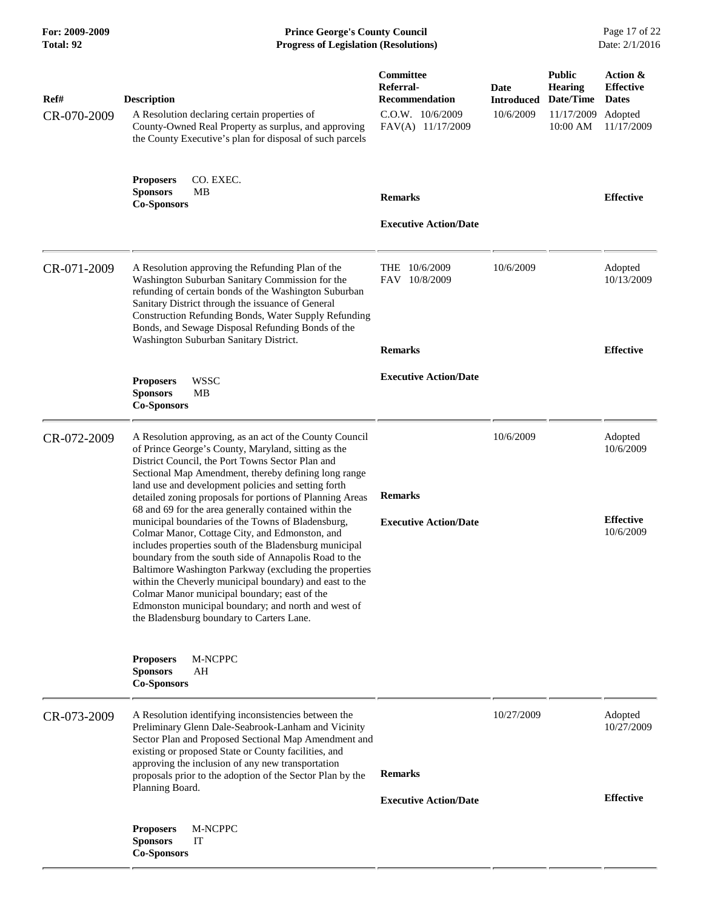| Ref# | Description | Committee Referral-Recommendation | Date Introduced | Public Hearing Date/Time | Action & Effective Dates |
|---|---|---|---|---|---|
| CR-070-2009 | A Resolution declaring certain properties of County-Owned Real Property as surplus, and approving the County Executive's plan for disposal of such parcels | C.O.W. 10/6/2009<br>FAV(A) 11/17/2009 | 10/6/2009 | 11/17/2009<br>10:00 AM | Adopted<br>11/17/2009 |
| | **Proposers** CO. EXEC.<br>**Sponsors** MB<br>**Co-Sponsors** | **Remarks**<br><br>**Executive Action/Date** | | | **Effective** |
| CR-071-2009 | A Resolution approving the Refunding Plan of the Washington Suburban Sanitary Commission for the refunding of certain bonds of the Washington Suburban Sanitary District through the issuance of General Construction Refunding Bonds, Water Supply Refunding Bonds, and Sewage Disposal Refunding Bonds of the Washington Suburban Sanitary District. | THE 10/6/2009<br>FAV 10/8/2009 | 10/6/2009 | | Adopted<br>10/13/2009 |
| | **Proposers** WSSC<br>**Sponsors** MB<br>**Co-Sponsors** | **Remarks**<br><br>**Executive Action/Date** | | | **Effective** |
| CR-072-2009 | A Resolution approving, as an act of the County Council of Prince George's County, Maryland, sitting as the District Council, the Port Towns Sector Plan and Sectional Map Amendment, thereby defining long range land use and development policies and setting forth detailed zoning proposals for portions of Planning Areas 68 and 69 for the area generally contained within the municipal boundaries of the Towns of Bladensburg, Colmar Manor, Cottage City, and Edmonston, and includes properties south of the Bladensburg municipal boundary from the south side of Annapolis Road to the Baltimore Washington Parkway (excluding the properties within the Cheverly municipal boundary) and east to the Colmar Manor municipal boundary; east of the Edmonston municipal boundary; and north and west of the Bladensburg boundary to Carters Lane. | | 10/6/2009 | | Adopted<br>10/6/2009 |
| | **Proposers** M-NCPPC<br>**Sponsors** AH<br>**Co-Sponsors** | **Remarks**<br><br>**Executive Action/Date** | | | **Effective**<br>10/6/2009 |
| CR-073-2009 | A Resolution identifying inconsistencies between the Preliminary Glenn Dale-Seabrook-Lanham and Vicinity Sector Plan and Proposed Sectional Map Amendment and existing or proposed State or County facilities, and approving the inclusion of any new transportation proposals prior to the adoption of the Sector Plan by the Planning Board. | | 10/27/2009 | | Adopted<br>10/27/2009 |
| | **Proposers** M-NCPPC<br>**Sponsors** IT<br>**Co-Sponsors** | **Remarks**<br><br>**Executive Action/Date** | | | **Effective** |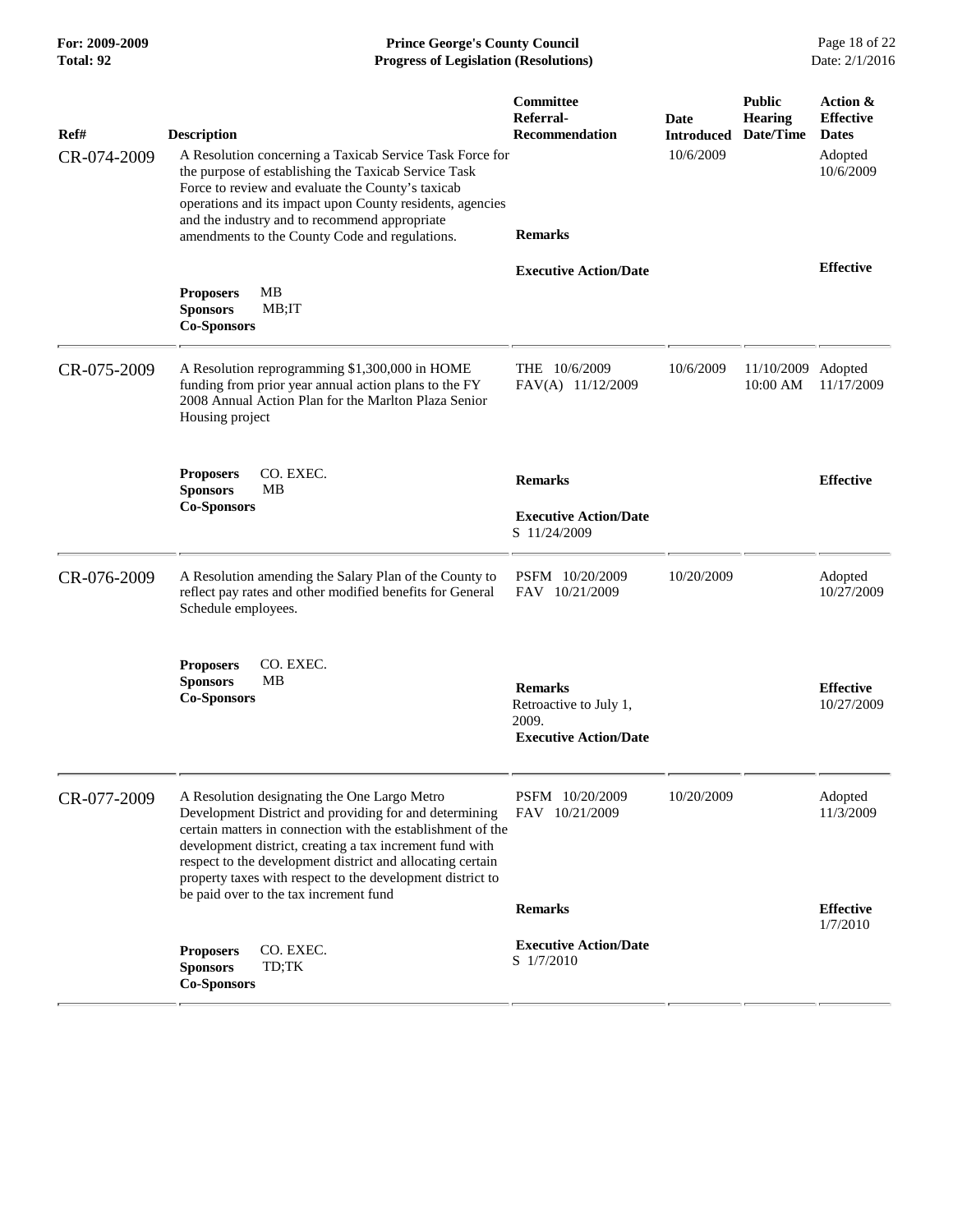| Ref# | Description | Committee Referral-Recommendation | Date Introduced | Public Hearing Date/Time | Action & Effective Dates |
|---|---|---|---|---|---|
| CR-074-2009 | A Resolution concerning a Taxicab Service Task Force for the purpose of establishing the Taxicab Service Task Force to review and evaluate the County's taxicab operations and its impact upon County residents, agencies and the industry and to recommend appropriate amendments to the County Code and regulations.<br><br>**Proposers** MB<br>**Sponsors** MB;IT<br>**Co-Sponsors** | **Remarks**<br><br>**Executive Action/Date** | 10/6/2009 | | Adopted 10/6/2009<br><br>**Effective** |
| CR-075-2009 | A Resolution reprogramming $1,300,000 in HOME funding from prior year annual action plans to the FY 2008 Annual Action Plan for the Marlton Plaza Senior Housing project<br><br>**Proposers** CO. EXEC.<br>**Sponsors** MB<br>**Co-Sponsors** | THE 10/6/2009<br>FAV(A) 11/12/2009<br><br>**Remarks**<br><br>**Executive Action/Date**<br>S 11/24/2009 | 10/6/2009 | 11/10/2009 10:00 AM | Adopted 11/17/2009<br><br>**Effective** |
| CR-076-2009 | A Resolution amending the Salary Plan of the County to reflect pay rates and other modified benefits for General Schedule employees.<br><br>**Proposers** CO. EXEC.<br>**Sponsors** MB<br>**Co-Sponsors** | PSFM 10/20/2009<br>FAV 10/21/2009<br><br>**Remarks**<br>Retroactive to July 1, 2009.<br>**Executive Action/Date** | 10/20/2009 | | Adopted 10/27/2009<br><br>**Effective** 10/27/2009 |
| CR-077-2009 | A Resolution designating the One Largo Metro Development District and providing for and determining certain matters in connection with the establishment of the development district, creating a tax increment fund with respect to the development district and allocating certain property taxes with respect to the development district to be paid over to the tax increment fund<br><br>**Proposers** CO. EXEC.<br>**Sponsors** TD;TK<br>**Co-Sponsors** | PSFM 10/20/2009<br>FAV 10/21/2009<br><br>**Remarks**<br><br>**Executive Action/Date**<br>S 1/7/2010 | 10/20/2009 | | Adopted 11/3/2009<br><br>**Effective** 1/7/2010 |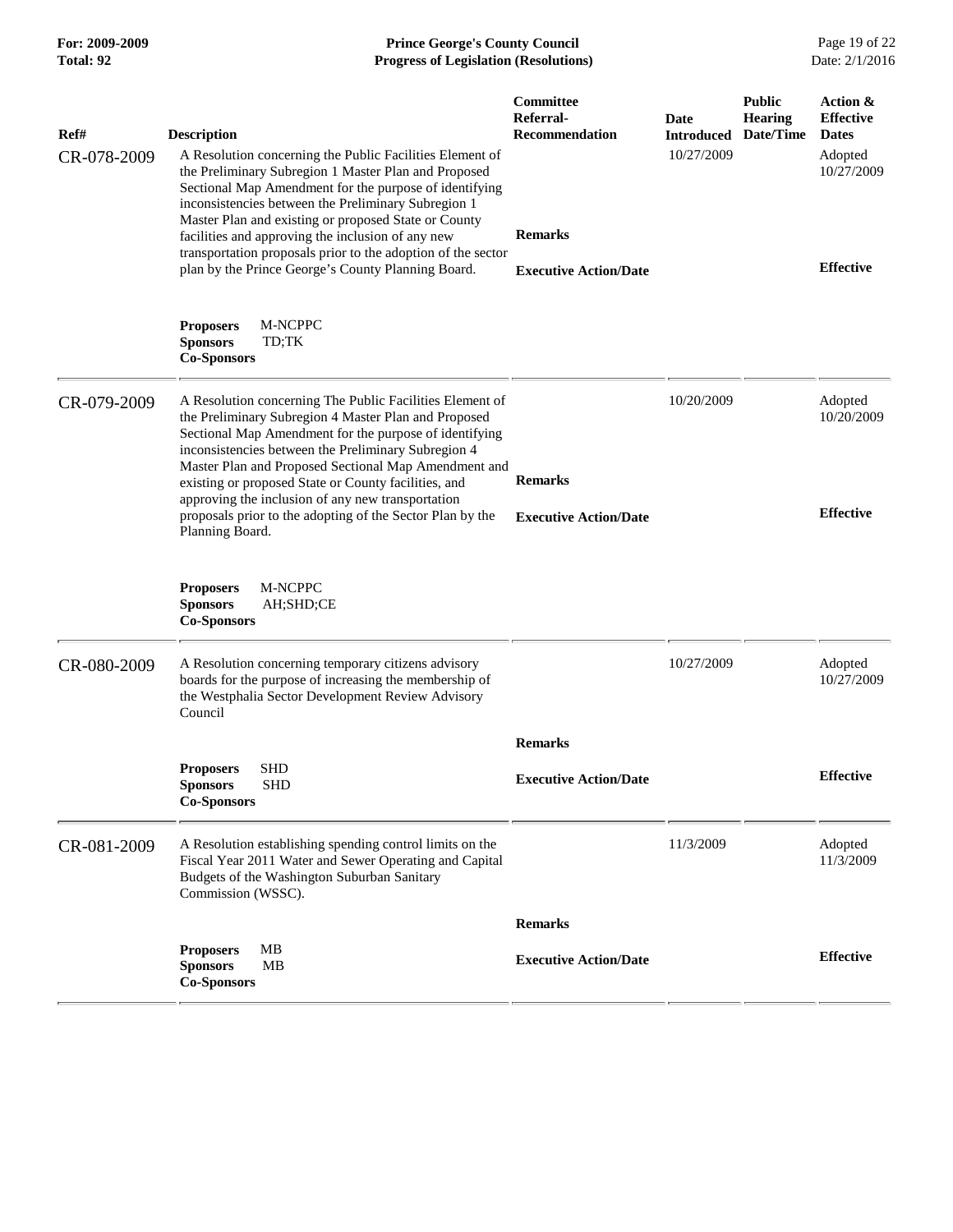| Ref# | Description | Committee Referral-Recommendation | Date Introduced | Public Hearing Date/Time | Action & Effective Dates |
|---|---|---|---|---|---|
| CR-078-2009 | A Resolution concerning the Public Facilities Element of the Preliminary Subregion 1 Master Plan and Proposed Sectional Map Amendment for the purpose of identifying inconsistencies between the Preliminary Subregion 1 Master Plan and existing or proposed State or County facilities and approving the inclusion of any new transportation proposals prior to the adoption of the sector plan by the Prince George's County Planning Board. | **Remarks** | 10/27/2009 | | Adopted 10/27/2009 |
| | | **Executive Action/Date** | | | **Effective** |
| | **Proposers** M-NCPPC<br>**Sponsors** TD;TK<br>**Co-Sponsors** | | | | |
| CR-079-2009 | A Resolution concerning The Public Facilities Element of the Preliminary Subregion 4 Master Plan and Proposed Sectional Map Amendment for the purpose of identifying inconsistencies between the Preliminary Subregion 4 Master Plan and Proposed Sectional Map Amendment and existing or proposed State or County facilities, and approving the inclusion of any new transportation proposals prior to the adopting of the Sector Plan by the Planning Board. | **Remarks** | 10/20/2009 | | Adopted 10/20/2009 |
| | | **Executive Action/Date** | | | **Effective** |
| | **Proposers** M-NCPPC<br>**Sponsors** AH;SHD;CE<br>**Co-Sponsors** | | | | |
| CR-080-2009 | A Resolution concerning temporary citizens advisory boards for the purpose of increasing the membership of the Westphalia Sector Development Review Advisory Council | **Remarks** | 10/27/2009 | | Adopted 10/27/2009 |
| | **Proposers** SHD<br>**Sponsors** SHD<br>**Co-Sponsors** | **Executive Action/Date** | | | **Effective** |
| CR-081-2009 | A Resolution establishing spending control limits on the Fiscal Year 2011 Water and Sewer Operating and Capital Budgets of the Washington Suburban Sanitary Commission (WSSC). | **Remarks** | 11/3/2009 | | Adopted 11/3/2009 |
| | **Proposers** MB<br>**Sponsors** MB<br>**Co-Sponsors** | **Executive Action/Date** | | | **Effective** |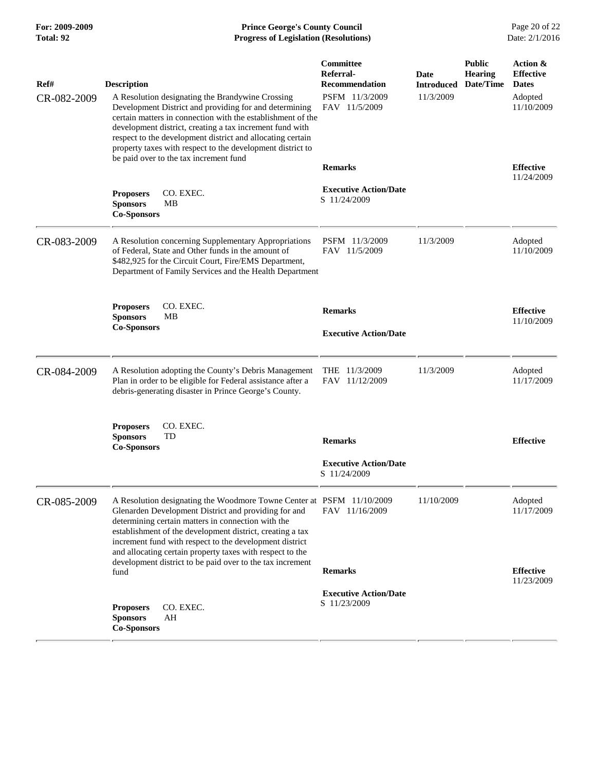**For: 2009-2009**
**Total: 92**

**Prince George's County Council**
**Progress of Legislation (Resolutions)**

Date: 2/1/2016

| Ref# | Description | Committee Referral-Recommendation | Date Introduced | Public Hearing Date/Time | Action & Effective Dates |
|---|---|---|---|---|---|
| CR-082-2009 | A Resolution designating the Brandywine Crossing Development District and providing for and determining certain matters in connection with the establishment of the development district, creating a tax increment fund with respect to the development district and allocating certain property taxes with respect to the development district to be paid over to the tax increment fund | PSFM 11/3/2009<br>FAV 11/5/2009 | 11/3/2009 | | Adopted<br>11/10/2009 |
| | | **Remarks** | | | **Effective**<br>11/24/2009 |
| | **Proposers** CO. EXEC.<br>**Sponsors** MB<br>**Co-Sponsors** | **Executive Action/Date**<br>S 11/24/2009 | | | |
| CR-083-2009 | A Resolution concerning Supplementary Appropriations of Federal, State and Other funds in the amount of $482,925 for the Circuit Court, Fire/EMS Department, Department of Family Services and the Health Department | PSFM 11/3/2009<br>FAV 11/5/2009 | 11/3/2009 | | Adopted<br>11/10/2009 |
| | **Proposers** CO. EXEC.<br>**Sponsors** MB<br>**Co-Sponsors** | **Remarks**<br><br>**Executive Action/Date** | | | **Effective**<br>11/10/2009 |
| CR-084-2009 | A Resolution adopting the County's Debris Management Plan in order to be eligible for Federal assistance after a debris-generating disaster in Prince George's County. | THE 11/3/2009<br>FAV 11/12/2009 | 11/3/2009 | | Adopted<br>11/17/2009 |
| | **Proposers** CO. EXEC.<br>**Sponsors** TD<br>**Co-Sponsors** | **Remarks**<br><br>**Executive Action/Date**<br>S 11/24/2009 | | | **Effective** |
| CR-085-2009 | A Resolution designating the Woodmore Towne Center at Glenarden Development District and providing for and determining certain matters in connection with the establishment of the development district, creating a tax increment fund with respect to the development district and allocating certain property taxes with respect to the development district to be paid over to the tax increment fund | PSFM 11/10/2009<br>FAV 11/16/2009 | 11/10/2009 | | Adopted<br>11/17/2009 |
| | | **Remarks** | | | **Effective**<br>11/23/2009 |
| | **Proposers** CO. EXEC.<br>**Sponsors** AH<br>**Co-Sponsors** | **Executive Action/Date**<br>S 11/23/2009 | | | |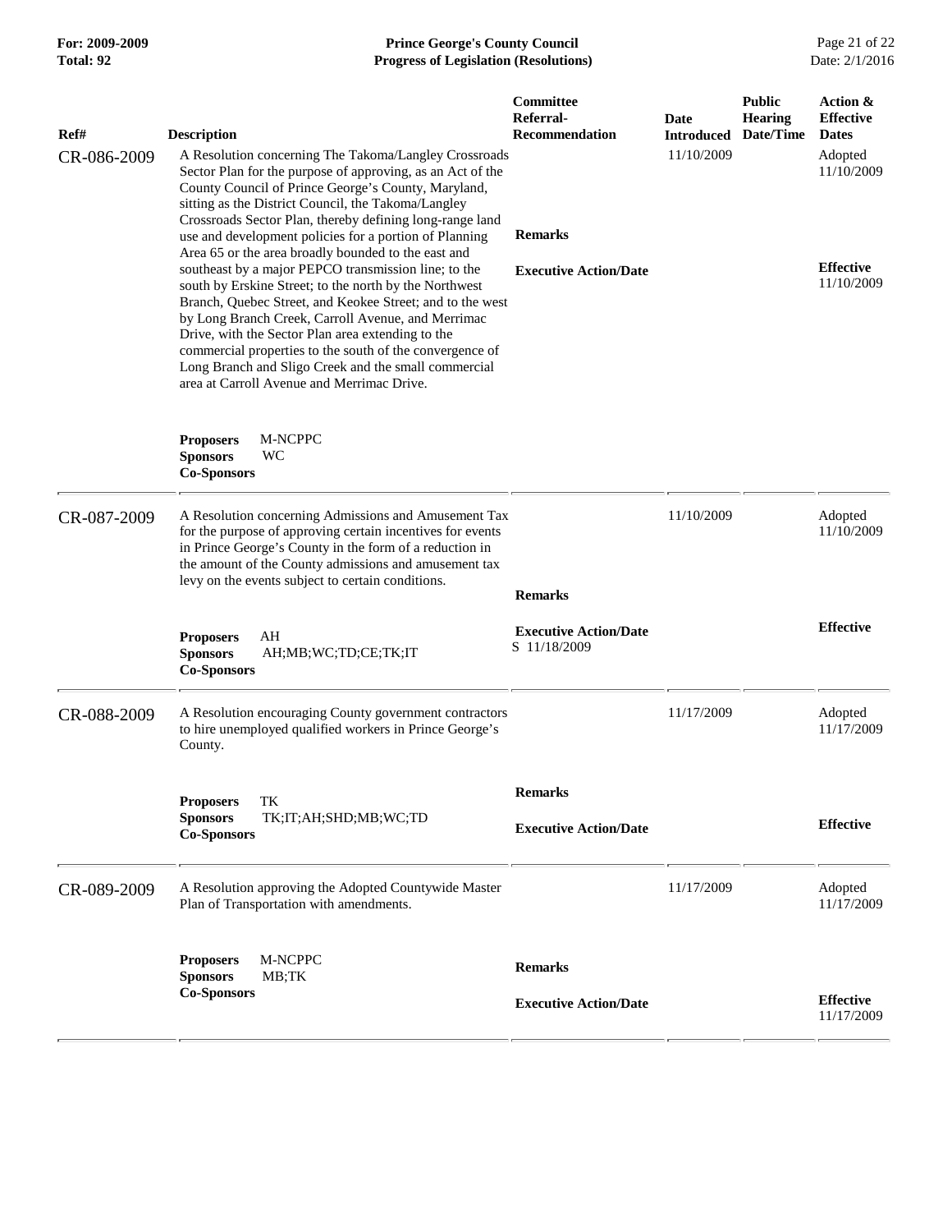| Ref# | Description | Committee Referral-Recommendation | Date Introduced | Public Hearing Date/Time | Action & Effective Dates |
|---|---|---|---|---|---|
| CR-086-2009 | A Resolution concerning The Takoma/Langley Crossroads Sector Plan for the purpose of approving, as an Act of the County Council of Prince George's County, Maryland, sitting as the District Council, the Takoma/Langley Crossroads Sector Plan, thereby defining long-range land use and development policies for a portion of Planning Area 65 or the area broadly bounded to the east and southeast by a major PEPCO transmission line; to the south by Erskine Street; to the north by the Northwest Branch, Quebec Street, and Keokee Street; and to the west by Long Branch Creek, Carroll Avenue, and Merrimac Drive, with the Sector Plan area extending to the commercial properties to the south of the convergence of Long Branch and Sligo Creek and the small commercial area at Carroll Avenue and Merrimac Drive.<br><br>**Proposers** M-NCPPC<br>**Sponsors** WC<br>**Co-Sponsors** | **Remarks**<br><br>**Executive Action/Date** | 11/10/2009 | | Adopted 11/10/2009<br><br>**Effective** 11/10/2009 |
| CR-087-2009 | A Resolution concerning Admissions and Amusement Tax for the purpose of approving certain incentives for events in Prince George's County in the form of a reduction in the amount of the County admissions and amusement tax levy on the events subject to certain conditions.<br><br>**Proposers** AH<br>**Sponsors** AH;MB;WC;TD;CE;TK;IT<br>**Co-Sponsors** | **Remarks**<br><br>**Executive Action/Date** S 11/18/2009 | 11/10/2009 | | Adopted 11/10/2009<br><br>**Effective** |
| CR-088-2009 | A Resolution encouraging County government contractors to hire unemployed qualified workers in Prince George's County.<br><br>**Proposers** TK<br>**Sponsors** TK;IT;AH;SHD;MB;WC;TD<br>**Co-Sponsors** | **Remarks**<br><br>**Executive Action/Date** | 11/17/2009 | | Adopted 11/17/2009<br><br>**Effective** |
| CR-089-2009 | A Resolution approving the Adopted Countywide Master Plan of Transportation with amendments.<br><br>**Proposers** M-NCPPC<br>**Sponsors** MB;TK<br>**Co-Sponsors** | **Remarks**<br><br>**Executive Action/Date** | 11/17/2009 | | Adopted 11/17/2009<br><br>**Effective** 11/17/2009 |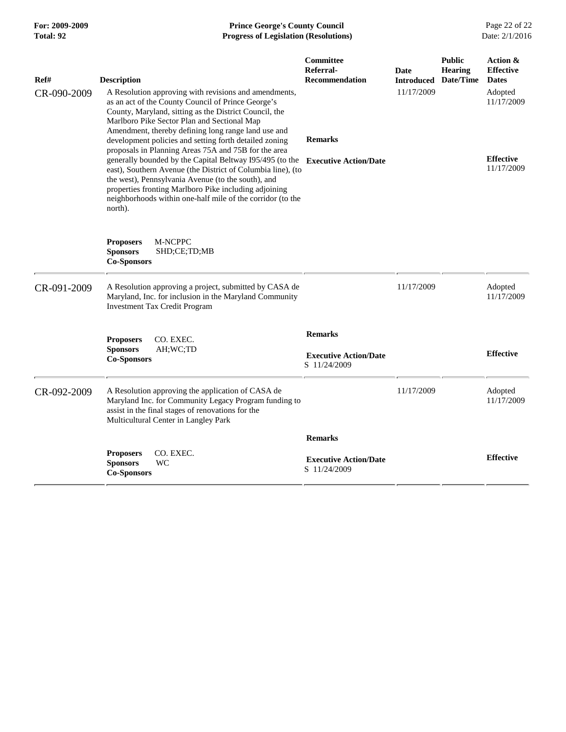| Ref# | Description | Committee Referral-Recommendation | Date Introduced | Public Hearing Date/Time | Action & Effective Dates |
|---|---|---|---|---|---|
| CR-090-2009 | A Resolution approving with revisions and amendments, as an act of the County Council of Prince George's County, Maryland, sitting as the District Council, the Marlboro Pike Sector Plan and Sectional Map Amendment, thereby defining long range land use and development policies and setting forth detailed zoning proposals in Planning Areas 75A and 75B for the area generally bounded by the Capital Beltway I95/495 (to the east), Southern Avenue (the District of Columbia line), (to the west), Pennsylvania Avenue (to the south), and properties fronting Marlboro Pike including adjoining neighborhoods within one-half mile of the corridor (to the north). | | 11/17/2009 | | Adopted 11/17/2009 |
| | **Proposers** M-NCPPC<br>**Sponsors** SHD;CE;TD;MB<br>**Co-Sponsors** | **Remarks**<br><br>**Executive Action/Date** | | | **Effective** 11/17/2009 |
| CR-091-2009 | A Resolution approving a project, submitted by CASA de Maryland, Inc. for inclusion in the Maryland Community Investment Tax Credit Program | | 11/17/2009 | | Adopted 11/17/2009 |
| | **Proposers** CO. EXEC.<br>**Sponsors** AH;WC;TD<br>**Co-Sponsors** | **Remarks**<br><br>**Executive Action/Date** S 11/24/2009 | | | **Effective** |
| CR-092-2009 | A Resolution approving the application of CASA de Maryland Inc. for Community Legacy Program funding to assist in the final stages of renovations for the Multicultural Center in Langley Park | | 11/17/2009 | | Adopted 11/17/2009 |
| | **Proposers** CO. EXEC.<br>**Sponsors** WC<br>**Co-Sponsors** | **Remarks**<br><br>**Executive Action/Date** S 11/24/2009 | | | **Effective** |